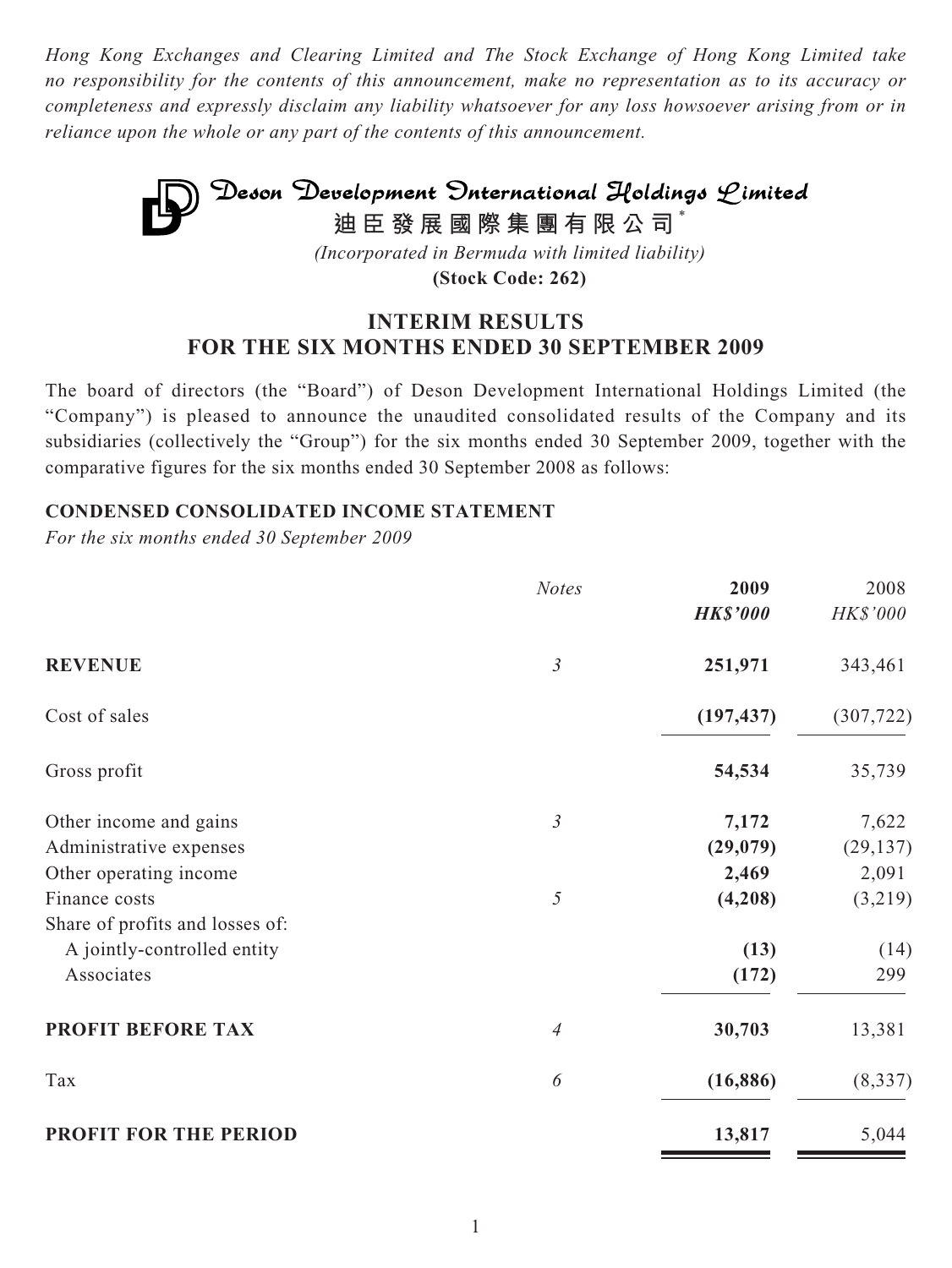*Hong Kong Exchanges and Clearing Limited and The Stock Exchange of Hong Kong Limited take no responsibility for the contents of this announcement, make no representation as to its accuracy or completeness and expressly disclaim any liability whatsoever for any loss howsoever arising from or in reliance upon the whole or any part of the contents of this announcement.*

# Deson Development International Holdings Limited

**迪臣發展國際集團有限公司***

*(Incorporated in Bermuda with limited liability)*

**(Stock Code: 262)**

## INTERIM RESULTS FOR THE SIX MONTHS ENDED 30 SEPTEMBER 2009

The board of directors (the "Board") of Deson Development International Holdings Limited (the "Company") is pleased to announce the unaudited consolidated results of the Company and its subsidiaries (collectively the "Group") for the six months ended 30 September 2009, together with the comparative figures for the six months ended 30 September 2008 as follows:

### CONDENSED CONSOLIDATED INCOME STATEMENT

*For the six months ended 30 September 2009*

| | *Notes* | **2009** | 2008 |
|---|---|---|---|
| | | ***HK$'000*** | *HK$'000* |
| **REVENUE** | *3* | **251,971** | 343,461 |
| Cost of sales | | **(197,437)** | (307,722) |
| Gross profit | | **54,534** | 35,739 |
| Other income and gains | *3* | **7,172** | 7,622 |
| Administrative expenses | | **(29,079)** | (29,137) |
| Other operating income | | **2,469** | 2,091 |
| Finance costs | *5* | **(4,208)** | (3,219) |
| Share of profits and losses of: | | | |
| A jointly-controlled entity | | **(13)** | (14) |
| Associates | | **(172)** | 299 |
| **PROFIT BEFORE TAX** | *4* | **30,703** | 13,381 |
| Tax | *6* | **(16,886)** | (8,337) |
| **PROFIT FOR THE PERIOD** | | **13,817** | 5,044 |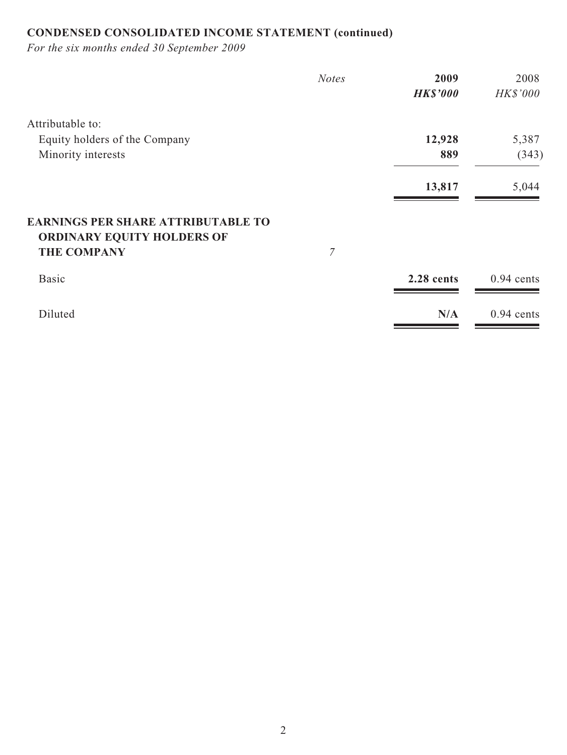## CONDENSED CONSOLIDATED INCOME STATEMENT (continued)

*For the six months ended 30 September 2009*

| | *Notes* | **2009** | 2008 |
|---|---|---|---|
| | | ***HK$'000*** | *HK$'000* |
| Attributable to: | | | |
| Equity holders of the Company | | **12,928** | 5,387 |
| Minority interests | | **889** | (343) |
| | | **13,817** | 5,044 |
| **EARNINGS PER SHARE ATTRIBUTABLE TO ORDINARY EQUITY HOLDERS OF THE COMPANY** | *7* | | |
| Basic | | **2.28 cents** | 0.94 cents |
| Diluted | | **N/A** | 0.94 cents |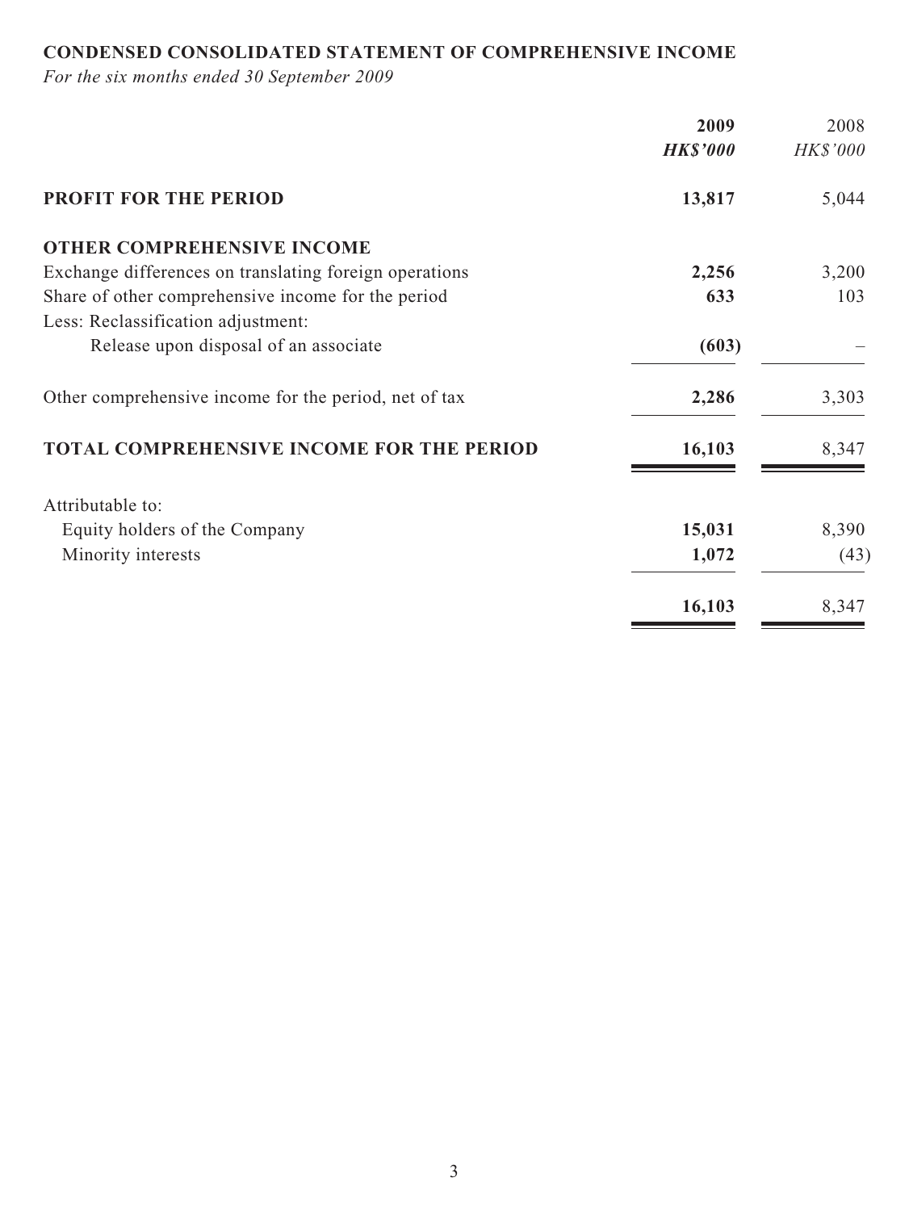**CONDENSED CONSOLIDATED STATEMENT OF COMPREHENSIVE INCOME**

*For the six months ended 30 September 2009*

| | **2009** | 2008 |
|---|---|---|
| | ***HK$'000*** | *HK$'000* |
| **PROFIT FOR THE PERIOD** | **13,817** | 5,044 |
| **OTHER COMPREHENSIVE INCOME** | | |
| Exchange differences on translating foreign operations | **2,256** | 3,200 |
| Share of other comprehensive income for the period | **633** | 103 |
| Less: Reclassification adjustment: | | |
| Release upon disposal of an associate | **(603)** | – |
| Other comprehensive income for the period, net of tax | **2,286** | 3,303 |
| **TOTAL COMPREHENSIVE INCOME FOR THE PERIOD** | **16,103** | 8,347 |
| Attributable to: | | |
| Equity holders of the Company | **15,031** | 8,390 |
| Minority interests | **1,072** | (43) |
| | **16,103** | 8,347 |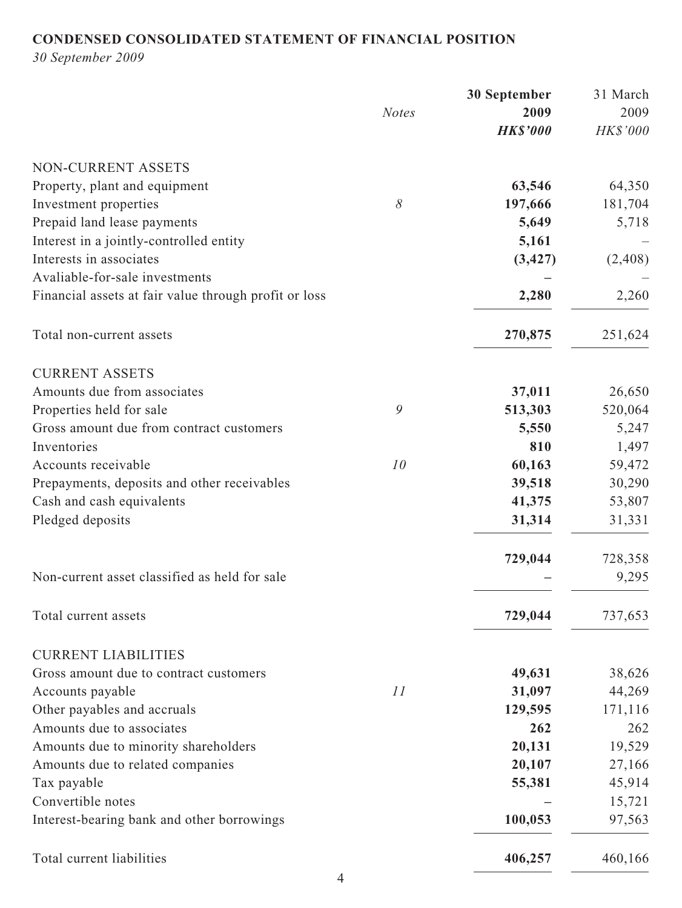**CONDENSED CONSOLIDATED STATEMENT OF FINANCIAL POSITION**

*30 September 2009*

| | *Notes* | **30 September 2009** ***HK$'000*** | 31 March 2009 *HK$'000* |
|---|---|---|---|
| NON-CURRENT ASSETS | | | |
| Property, plant and equipment | | **63,546** | 64,350 |
| Investment properties | *8* | **197,666** | 181,704 |
| Prepaid land lease payments | | **5,649** | 5,718 |
| Interest in a jointly-controlled entity | | **5,161** | – |
| Interests in associates | | **(3,427)** | (2,408) |
| Avaliable-for-sale investments | | **–** | – |
| Financial assets at fair value through profit or loss | | **2,280** | 2,260 |
| Total non-current assets | | **270,875** | 251,624 |
| CURRENT ASSETS | | | |
| Amounts due from associates | | **37,011** | 26,650 |
| Properties held for sale | *9* | **513,303** | 520,064 |
| Gross amount due from contract customers | | **5,550** | 5,247 |
| Inventories | | **810** | 1,497 |
| Accounts receivable | *10* | **60,163** | 59,472 |
| Prepayments, deposits and other receivables | | **39,518** | 30,290 |
| Cash and cash equivalents | | **41,375** | 53,807 |
| Pledged deposits | | **31,314** | 31,331 |
| | | **729,044** | 728,358 |
| Non-current asset classified as held for sale | | **–** | 9,295 |
| Total current assets | | **729,044** | 737,653 |
| CURRENT LIABILITIES | | | |
| Gross amount due to contract customers | | **49,631** | 38,626 |
| Accounts payable | *11* | **31,097** | 44,269 |
| Other payables and accruals | | **129,595** | 171,116 |
| Amounts due to associates | | **262** | 262 |
| Amounts due to minority shareholders | | **20,131** | 19,529 |
| Amounts due to related companies | | **20,107** | 27,166 |
| Tax payable | | **55,381** | 45,914 |
| Convertible notes | | **–** | 15,721 |
| Interest-bearing bank and other borrowings | | **100,053** | 97,563 |
| Total current liabilities | | **406,257** | 460,166 |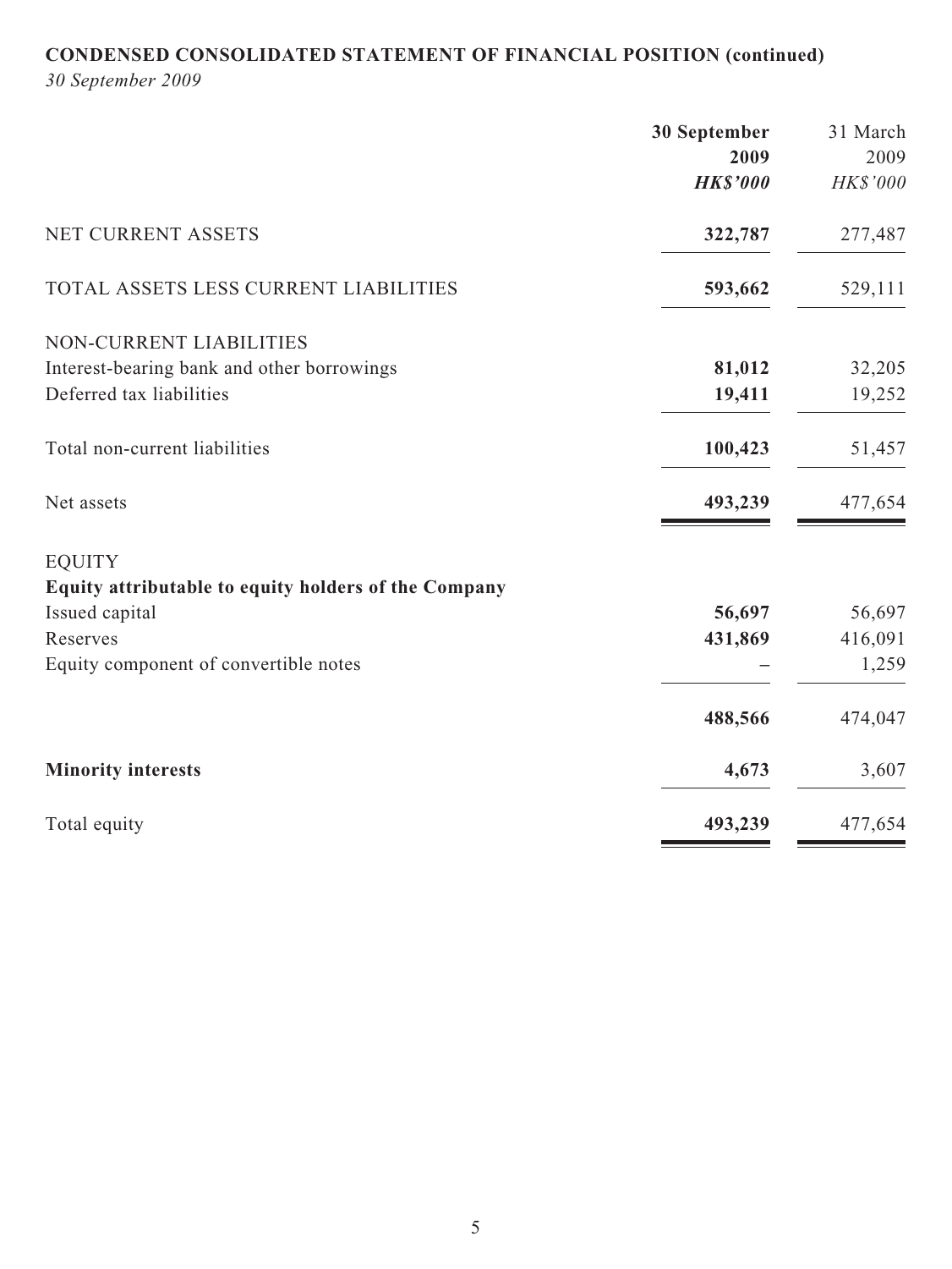**CONDENSED CONSOLIDATED STATEMENT OF FINANCIAL POSITION (continued)**

*30 September 2009*

| | **30 September 2009** | 31 March 2009 |
|---|---|---|
| | ***HK$'000*** | *HK$'000* |
| NET CURRENT ASSETS | **322,787** | 277,487 |
| TOTAL ASSETS LESS CURRENT LIABILITIES | **593,662** | 529,111 |
| NON-CURRENT LIABILITIES | | |
| Interest-bearing bank and other borrowings | **81,012** | 32,205 |
| Deferred tax liabilities | **19,411** | 19,252 |
| Total non-current liabilities | **100,423** | 51,457 |
| Net assets | **493,239** | 477,654 |
| EQUITY | | |
| **Equity attributable to equity holders of the Company** | | |
| Issued capital | **56,697** | 56,697 |
| Reserves | **431,869** | 416,091 |
| Equity component of convertible notes | **–** | 1,259 |
| | **488,566** | 474,047 |
| **Minority interests** | **4,673** | 3,607 |
| Total equity | **493,239** | 477,654 |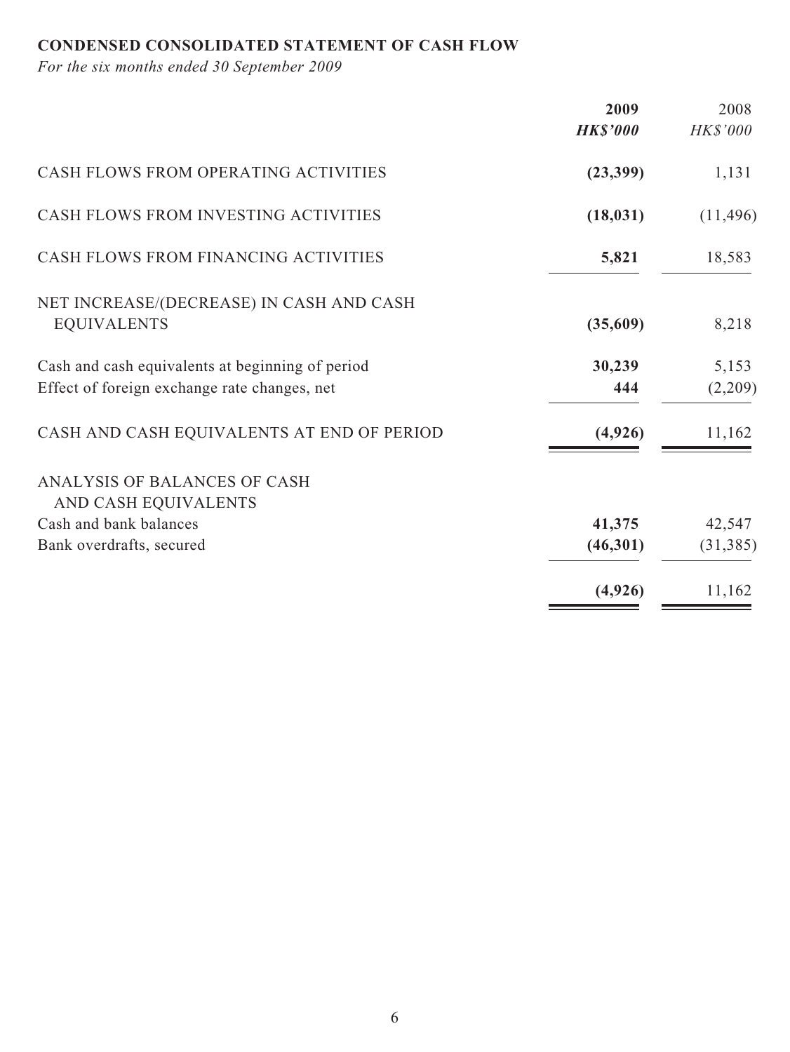**CONDENSED CONSOLIDATED STATEMENT OF CASH FLOW**

*For the six months ended 30 September 2009*

| | **2009** | 2008 |
|---|---|---|
| | ***HK$'000*** | *HK$'000* |
| CASH FLOWS FROM OPERATING ACTIVITIES | **(23,399)** | 1,131 |
| CASH FLOWS FROM INVESTING ACTIVITIES | **(18,031)** | (11,496) |
| CASH FLOWS FROM FINANCING ACTIVITIES | **5,821** | 18,583 |
| NET INCREASE/(DECREASE) IN CASH AND CASH EQUIVALENTS | **(35,609)** | 8,218 |
| Cash and cash equivalents at beginning of period | **30,239** | 5,153 |
| Effect of foreign exchange rate changes, net | **444** | (2,209) |
| CASH AND CASH EQUIVALENTS AT END OF PERIOD | **(4,926)** | 11,162 |
| ANALYSIS OF BALANCES OF CASH AND CASH EQUIVALENTS | | |
| Cash and bank balances | **41,375** | 42,547 |
| Bank overdrafts, secured | **(46,301)** | (31,385) |
| | **(4,926)** | 11,162 |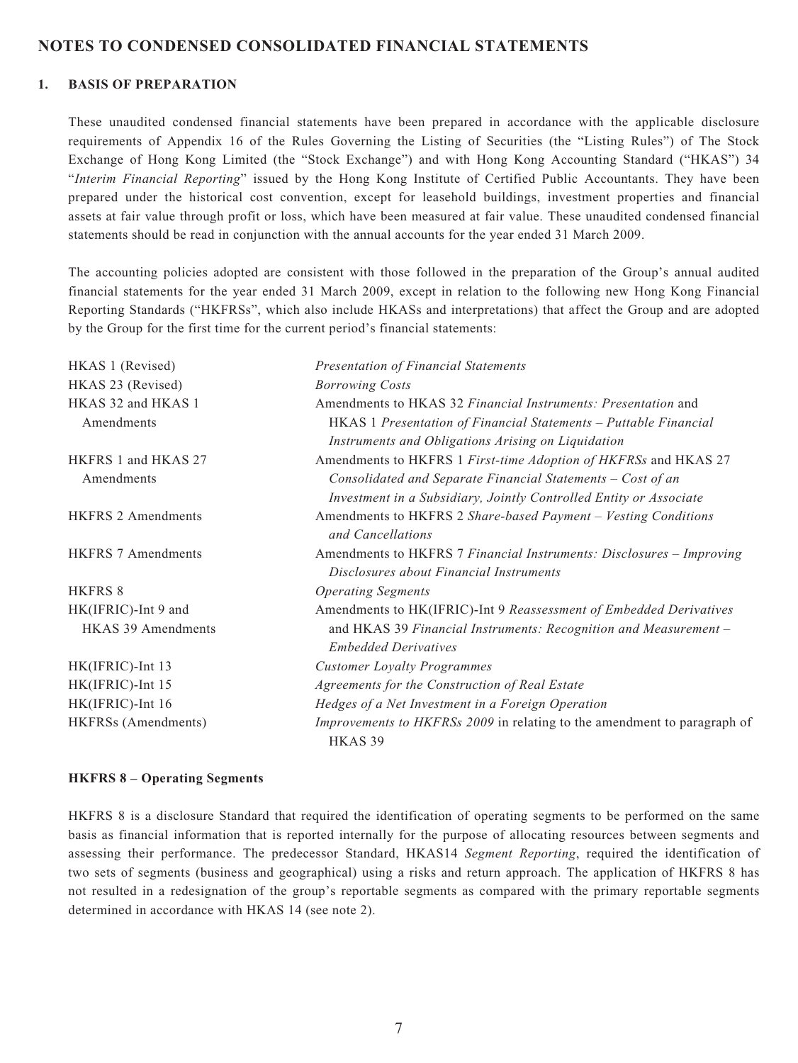## NOTES TO CONDENSED CONSOLIDATED FINANCIAL STATEMENTS

### 1. BASIS OF PREPARATION

These unaudited condensed financial statements have been prepared in accordance with the applicable disclosure requirements of Appendix 16 of the Rules Governing the Listing of Securities (the "Listing Rules") of The Stock Exchange of Hong Kong Limited (the "Stock Exchange") and with Hong Kong Accounting Standard ("HKAS") 34 "*Interim Financial Reporting*" issued by the Hong Kong Institute of Certified Public Accountants. They have been prepared under the historical cost convention, except for leasehold buildings, investment properties and financial assets at fair value through profit or loss, which have been measured at fair value. These unaudited condensed financial statements should be read in conjunction with the annual accounts for the year ended 31 March 2009.

The accounting policies adopted are consistent with those followed in the preparation of the Group's annual audited financial statements for the year ended 31 March 2009, except in relation to the following new Hong Kong Financial Reporting Standards ("HKFRSs", which also include HKASs and interpretations) that affect the Group and are adopted by the Group for the first time for the current period's financial statements:

| | |
|---|---|
| HKAS 1 (Revised) | *Presentation of Financial Statements* |
| HKAS 23 (Revised) | *Borrowing Costs* |
| HKAS 32 and HKAS 1 Amendments | Amendments to HKAS 32 *Financial Instruments: Presentation* and HKAS 1 *Presentation of Financial Statements – Puttable Financial Instruments and Obligations Arising on Liquidation* |
| HKFRS 1 and HKAS 27 Amendments | Amendments to HKFRS 1 *First-time Adoption of HKFRSs* and HKAS 27 *Consolidated and Separate Financial Statements – Cost of an Investment in a Subsidiary, Jointly Controlled Entity or Associate* |
| HKFRS 2 Amendments | Amendments to HKFRS 2 *Share-based Payment – Vesting Conditions and Cancellations* |
| HKFRS 7 Amendments | Amendments to HKFRS 7 *Financial Instruments: Disclosures – Improving Disclosures about Financial Instruments* |
| HKFRS 8 | *Operating Segments* |
| HK(IFRIC)-Int 9 and HKAS 39 Amendments | Amendments to HK(IFRIC)-Int 9 *Reassessment of Embedded Derivatives* and HKAS 39 *Financial Instruments: Recognition and Measurement – Embedded Derivatives* |
| HK(IFRIC)-Int 13 | *Customer Loyalty Programmes* |
| HK(IFRIC)-Int 15 | *Agreements for the Construction of Real Estate* |
| HK(IFRIC)-Int 16 | *Hedges of a Net Investment in a Foreign Operation* |
| HKFRSs (Amendments) | *Improvements to HKFRSs 2009* in relating to the amendment to paragraph of HKAS 39 |

**HKFRS 8 – Operating Segments**

HKFRS 8 is a disclosure Standard that required the identification of operating segments to be performed on the same basis as financial information that is reported internally for the purpose of allocating resources between segments and assessing their performance. The predecessor Standard, HKAS14 *Segment Reporting*, required the identification of two sets of segments (business and geographical) using a risks and return approach. The application of HKFRS 8 has not resulted in a redesignation of the group's reportable segments as compared with the primary reportable segments determined in accordance with HKAS 14 (see note 2).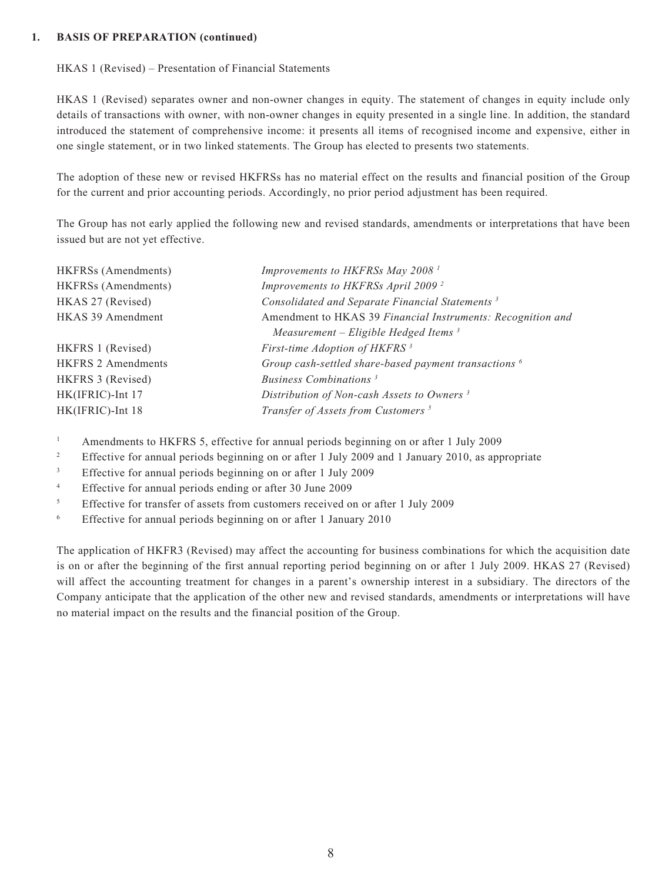**1. BASIS OF PREPARATION (continued)**

HKAS 1 (Revised) – Presentation of Financial Statements

HKAS 1 (Revised) separates owner and non-owner changes in equity. The statement of changes in equity include only details of transactions with owner, with non-owner changes in equity presented in a single line. In addition, the standard introduced the statement of comprehensive income: it presents all items of recognised income and expensive, either in one single statement, or in two linked statements. The Group has elected to presents two statements.

The adoption of these new or revised HKFRSs has no material effect on the results and financial position of the Group for the current and prior accounting periods. Accordingly, no prior period adjustment has been required.

The Group has not early applied the following new and revised standards, amendments or interpretations that have been issued but are not yet effective.

| | |
|---|---|
| HKFRSs (Amendments) | *Improvements to HKFRSs May 2008* [1] |
| HKFRSs (Amendments) | *Improvements to HKFRSs April 2009* [2] |
| HKAS 27 (Revised) | *Consolidated and Separate Financial Statements* [3] |
| HKAS 39 Amendment | Amendment to HKAS 39 *Financial Instruments: Recognition and Measurement – Eligible Hedged Items* [3] |
| HKFRS 1 (Revised) | *First-time Adoption of HKFRS* [3] |
| HKFRS 2 Amendments | *Group cash-settled share-based payment transactions* [6] |
| HKFRS 3 (Revised) | *Business Combinations* [3] |
| HK(IFRIC)-Int 17 | *Distribution of Non-cash Assets to Owners* [3] |
| HK(IFRIC)-Int 18 | *Transfer of Assets from Customers* [5] |

[1] Amendments to HKFRS 5, effective for annual periods beginning on or after 1 July 2009

[2] Effective for annual periods beginning on or after 1 July 2009 and 1 January 2010, as appropriate

[3] Effective for annual periods beginning on or after 1 July 2009

[4] Effective for annual periods ending or after 30 June 2009

[5] Effective for transfer of assets from customers received on or after 1 July 2009

[6] Effective for annual periods beginning on or after 1 January 2010

The application of HKFR3 (Revised) may affect the accounting for business combinations for which the acquisition date is on or after the beginning of the first annual reporting period beginning on or after 1 July 2009. HKAS 27 (Revised) will affect the accounting treatment for changes in a parent's ownership interest in a subsidiary. The directors of the Company anticipate that the application of the other new and revised standards, amendments or interpretations will have no material impact on the results and the financial position of the Group.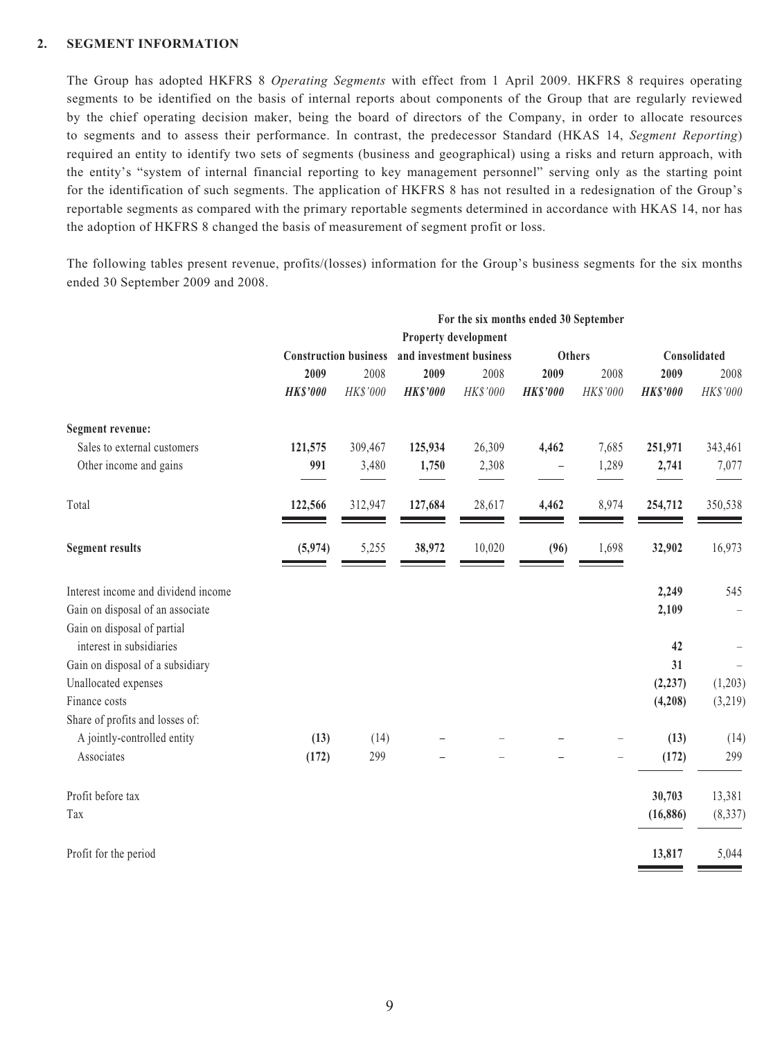## 2. SEGMENT INFORMATION

The Group has adopted HKFRS 8 *Operating Segments* with effect from 1 April 2009. HKFRS 8 requires operating segments to be identified on the basis of internal reports about components of the Group that are regularly reviewed by the chief operating decision maker, being the board of directors of the Company, in order to allocate resources to segments and to assess their performance. In contrast, the predecessor Standard (HKAS 14, *Segment Reporting*) required an entity to identify two sets of segments (business and geographical) using a risks and return approach, with the entity's "system of internal financial reporting to key management personnel" serving only as the starting point for the identification of such segments. The application of HKFRS 8 has not resulted in a redesignation of the Group's reportable segments as compared with the primary reportable segments determined in accordance with HKAS 14, nor has the adoption of HKFRS 8 changed the basis of measurement of segment profit or loss.

The following tables present revenue, profits/(losses) information for the Group's business segments for the six months ended 30 September 2009 and 2008.

| | For the six months ended 30 September | | | | | | | |
|---|---|---|---|---|---|---|---|---|
| | Construction business | | Property development and investment business | | Others | | Consolidated | |
| | **2009** | 2008 | **2009** | 2008 | **2009** | 2008 | **2009** | 2008 |
| | ***HK$'000*** | *HK$'000* | ***HK$'000*** | *HK$'000* | ***HK$'000*** | *HK$'000* | ***HK$'000*** | *HK$'000* |
| **Segment revenue:** | | | | | | | | |
| Sales to external customers | **121,575** | 309,467 | **125,934** | 26,309 | **4,462** | 7,685 | **251,971** | 343,461 |
| Other income and gains | **991** | 3,480 | **1,750** | 2,308 | **–** | 1,289 | **2,741** | 7,077 |
| Total | **122,566** | 312,947 | **127,684** | 28,617 | **4,462** | 8,974 | **254,712** | 350,538 |
| **Segment results** | **(5,974)** | 5,255 | **38,972** | 10,020 | **(96)** | 1,698 | **32,902** | 16,973 |
| Interest income and dividend income | | | | | | | **2,249** | 545 |
| Gain on disposal of an associate | | | | | | | **2,109** | – |
| Gain on disposal of partial interest in subsidiaries | | | | | | | **42** | – |
| Gain on disposal of a subsidiary | | | | | | | **31** | – |
| Unallocated expenses | | | | | | | **(2,237)** | (1,203) |
| Finance costs | | | | | | | **(4,208)** | (3,219) |
| Share of profits and losses of: | | | | | | | | |
| A jointly-controlled entity | **(13)** | (14) | **–** | – | **–** | – | **(13)** | (14) |
| Associates | **(172)** | 299 | **–** | – | **–** | – | **(172)** | 299 |
| Profit before tax | | | | | | | **30,703** | 13,381 |
| Tax | | | | | | | **(16,886)** | (8,337) |
| Profit for the period | | | | | | | **13,817** | 5,044 |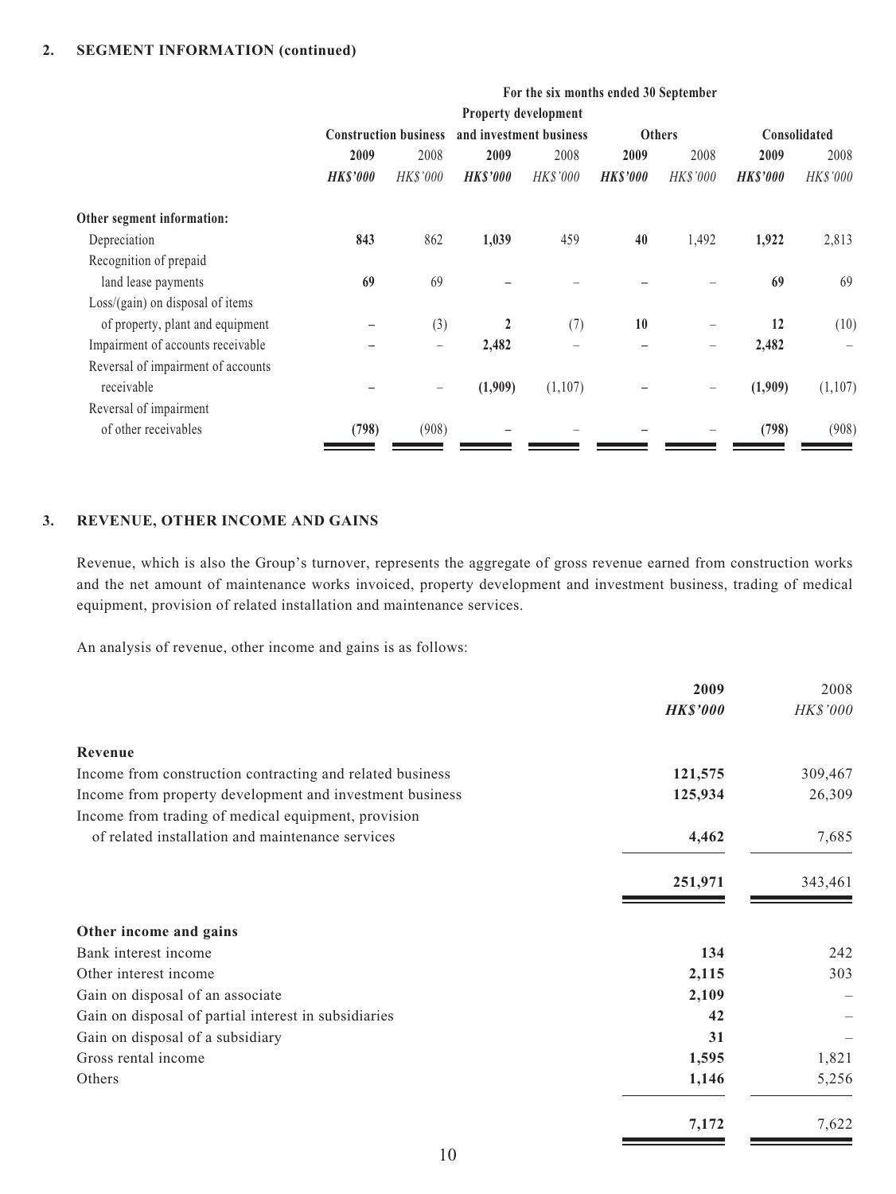## 2. SEGMENT INFORMATION (continued)

| | For the six months ended 30 September | | | | | | | |
|---|---|---|---|---|---|---|---|---|
| | Construction business | | Property development and investment business | | Others | | Consolidated | |
| | **2009** | 2008 | **2009** | 2008 | **2009** | 2008 | **2009** | 2008 |
| | ***HK$'000*** | *HK$'000* | ***HK$'000*** | *HK$'000* | ***HK$'000*** | *HK$'000* | ***HK$'000*** | *HK$'000* |
| **Other segment information:** | | | | | | | | |
| Depreciation | **843** | 862 | **1,039** | 459 | **40** | 1,492 | **1,922** | 2,813 |
| Recognition of prepaid land lease payments | **69** | 69 | **–** | – | **–** | – | **69** | 69 |
| Loss/(gain) on disposal of items of property, plant and equipment | **–** | (3) | **2** | (7) | **10** | – | **12** | (10) |
| Impairment of accounts receivable | **–** | – | **2,482** | – | **–** | – | **2,482** | – |
| Reversal of impairment of accounts receivable | **–** | – | **(1,909)** | (1,107) | **–** | – | **(1,909)** | (1,107) |
| Reversal of impairment of other receivables | **(798)** | (908) | **–** | – | **–** | – | **(798)** | (908) |

## 3. REVENUE, OTHER INCOME AND GAINS

Revenue, which is also the Group's turnover, represents the aggregate of gross revenue earned from construction works and the net amount of maintenance works invoiced, property development and investment business, trading of medical equipment, provision of related installation and maintenance services.

An analysis of revenue, other income and gains is as follows:

| | **2009** | 2008 |
|---|---|---|
| | ***HK$'000*** | *HK$'000* |
| **Revenue** | | |
| Income from construction contracting and related business | **121,575** | 309,467 |
| Income from property development and investment business | **125,934** | 26,309 |
| Income from trading of medical equipment, provision of related installation and maintenance services | **4,462** | 7,685 |
| | **251,971** | 343,461 |
| **Other income and gains** | | |
| Bank interest income | **134** | 242 |
| Other interest income | **2,115** | 303 |
| Gain on disposal of an associate | **2,109** | – |
| Gain on disposal of partial interest in subsidiaries | **42** | – |
| Gain on disposal of a subsidiary | **31** | – |
| Gross rental income | **1,595** | 1,821 |
| Others | **1,146** | 5,256 |
| | **7,172** | 7,622 |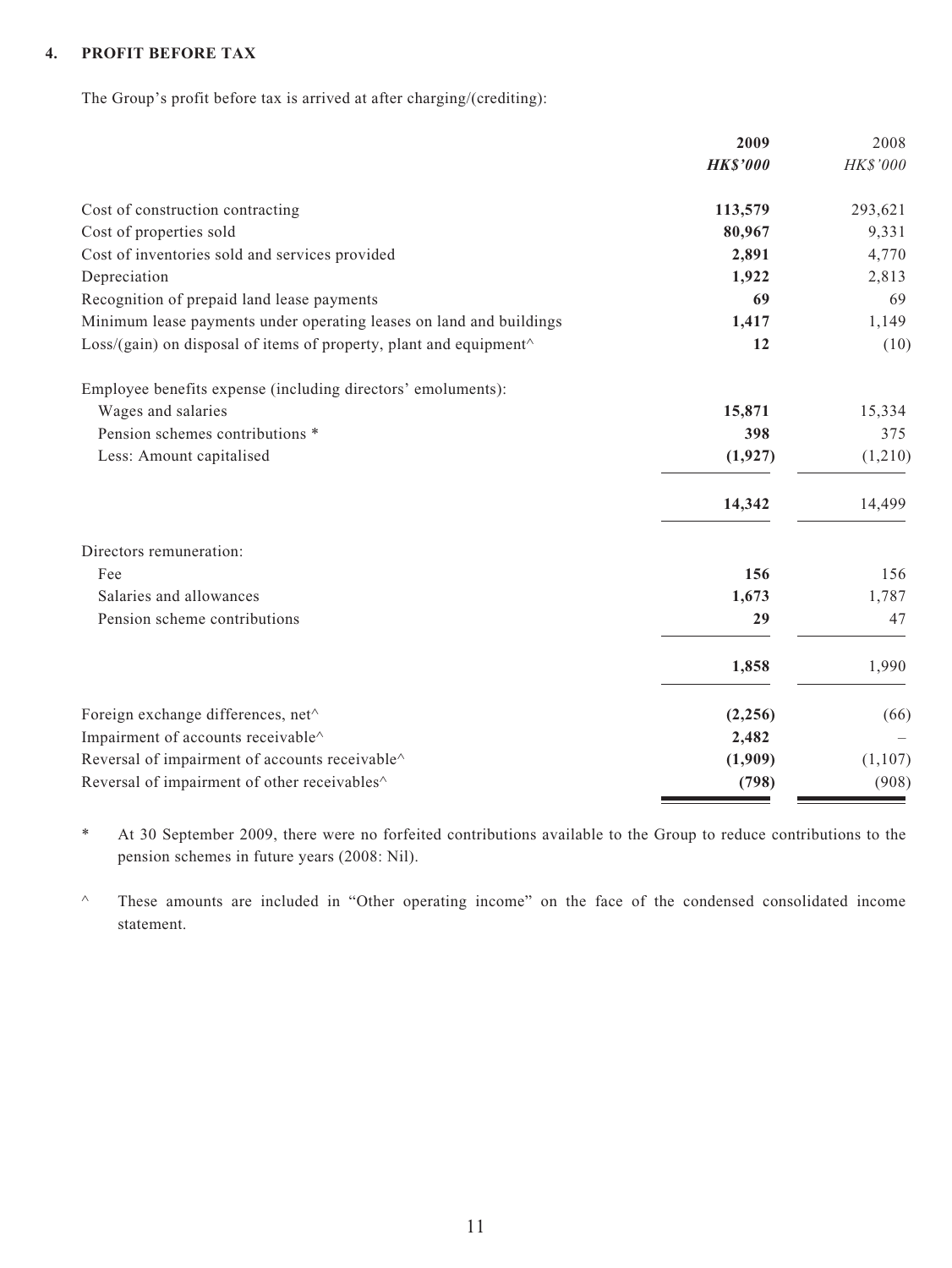## 4. PROFIT BEFORE TAX

The Group's profit before tax is arrived at after charging/(crediting):

| | **2009** | 2008 |
|---|---|---|
| | ***HK$'000*** | *HK$'000* |
| Cost of construction contracting | **113,579** | 293,621 |
| Cost of properties sold | **80,967** | 9,331 |
| Cost of inventories sold and services provided | **2,891** | 4,770 |
| Depreciation | **1,922** | 2,813 |
| Recognition of prepaid land lease payments | **69** | 69 |
| Minimum lease payments under operating leases on land and buildings | **1,417** | 1,149 |
| Loss/(gain) on disposal of items of property, plant and equipment^ | **12** | (10) |
| Employee benefits expense (including directors' emoluments): | | |
| Wages and salaries | **15,871** | 15,334 |
| Pension schemes contributions * | **398** | 375 |
| Less: Amount capitalised | **(1,927)** | (1,210) |
| | **14,342** | 14,499 |
| Directors remuneration: | | |
| Fee | **156** | 156 |
| Salaries and allowances | **1,673** | 1,787 |
| Pension scheme contributions | **29** | 47 |
| | **1,858** | 1,990 |
| Foreign exchange differences, net^ | **(2,256)** | (66) |
| Impairment of accounts receivable^ | **2,482** | – |
| Reversal of impairment of accounts receivable^ | **(1,909)** | (1,107) |
| Reversal of impairment of other receivables^ | **(798)** | (908) |

\* At 30 September 2009, there were no forfeited contributions available to the Group to reduce contributions to the pension schemes in future years (2008: Nil).

^ These amounts are included in "Other operating income" on the face of the condensed consolidated income statement.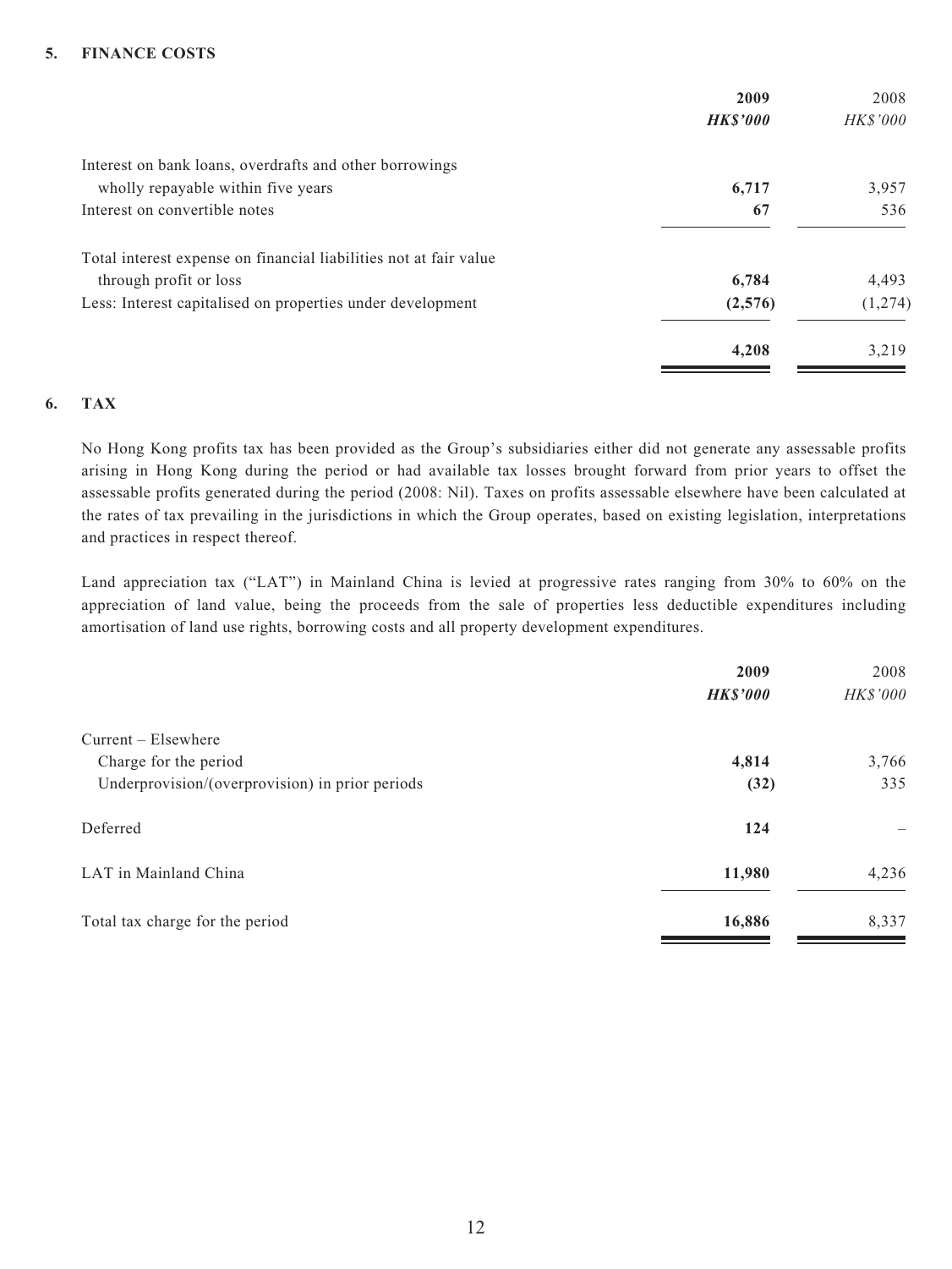## 5. FINANCE COSTS

| | **2009** | 2008 |
|---|---|---|
| | ***HK$'000*** | *HK$'000* |
| Interest on bank loans, overdrafts and other borrowings wholly repayable within five years | **6,717** | 3,957 |
| Interest on convertible notes | **67** | 536 |
| Total interest expense on financial liabilities not at fair value through profit or loss | **6,784** | 4,493 |
| Less: Interest capitalised on properties under development | **(2,576)** | (1,274) |
| | **4,208** | 3,219 |

## 6. TAX

No Hong Kong profits tax has been provided as the Group's subsidiaries either did not generate any assessable profits arising in Hong Kong during the period or had available tax losses brought forward from prior years to offset the assessable profits generated during the period (2008: Nil). Taxes on profits assessable elsewhere have been calculated at the rates of tax prevailing in the jurisdictions in which the Group operates, based on existing legislation, interpretations and practices in respect thereof.

Land appreciation tax ("LAT") in Mainland China is levied at progressive rates ranging from 30% to 60% on the appreciation of land value, being the proceeds from the sale of properties less deductible expenditures including amortisation of land use rights, borrowing costs and all property development expenditures.

| | **2009** | 2008 |
|---|---|---|
| | ***HK$'000*** | *HK$'000* |
| Current – Elsewhere | | |
| Charge for the period | **4,814** | 3,766 |
| Underprovision/(overprovision) in prior periods | **(32)** | 335 |
| Deferred | **124** | – |
| LAT in Mainland China | **11,980** | 4,236 |
| Total tax charge for the period | **16,886** | 8,337 |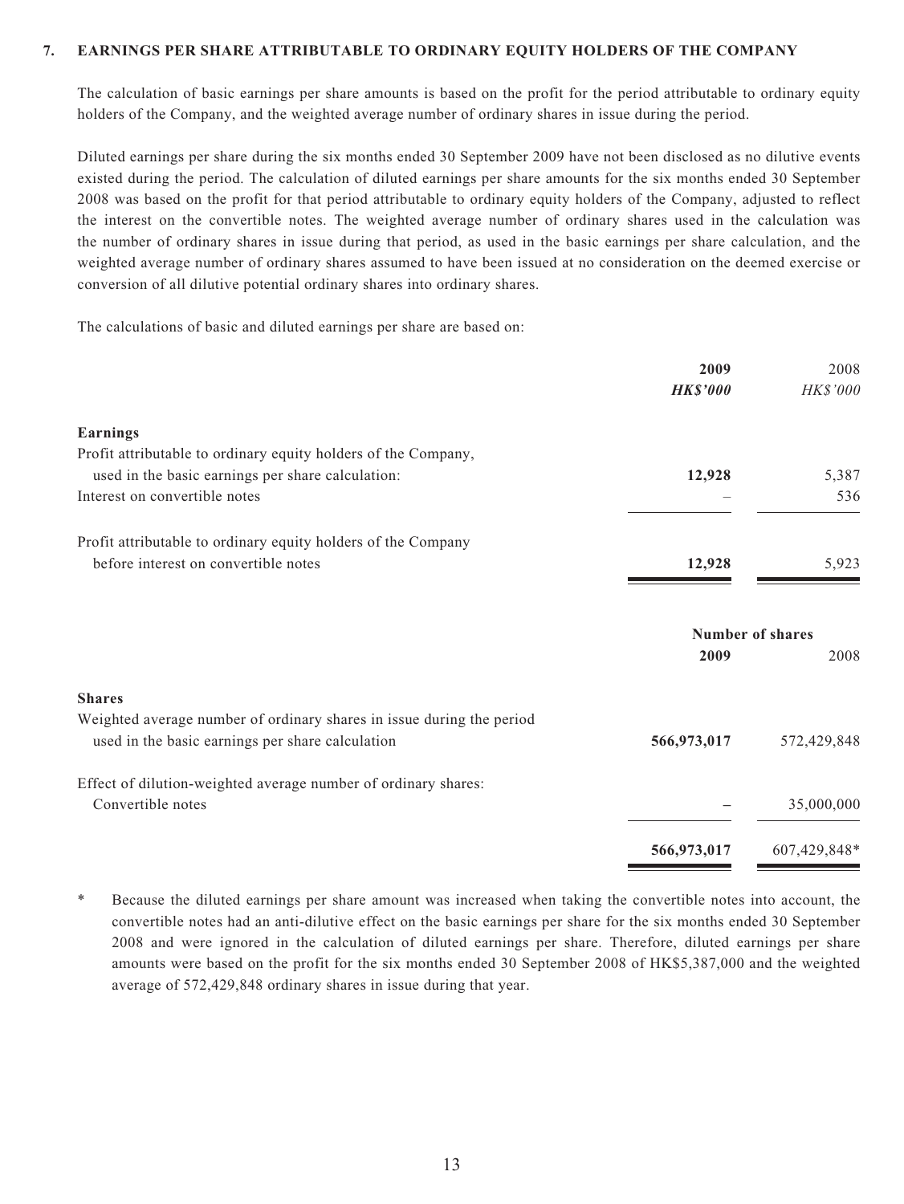## 7. EARNINGS PER SHARE ATTRIBUTABLE TO ORDINARY EQUITY HOLDERS OF THE COMPANY

The calculation of basic earnings per share amounts is based on the profit for the period attributable to ordinary equity holders of the Company, and the weighted average number of ordinary shares in issue during the period.

Diluted earnings per share during the six months ended 30 September 2009 have not been disclosed as no dilutive events existed during the period. The calculation of diluted earnings per share amounts for the six months ended 30 September 2008 was based on the profit for that period attributable to ordinary equity holders of the Company, adjusted to reflect the interest on the convertible notes. The weighted average number of ordinary shares used in the calculation was the number of ordinary shares in issue during that period, as used in the basic earnings per share calculation, and the weighted average number of ordinary shares assumed to have been issued at no consideration on the deemed exercise or conversion of all dilutive potential ordinary shares into ordinary shares.

The calculations of basic and diluted earnings per share are based on:

| | **2009** | 2008 |
|---|---|---|
| | ***HK$'000*** | *HK$'000* |
| **Earnings** | | |
| Profit attributable to ordinary equity holders of the Company, used in the basic earnings per share calculation: | **12,928** | 5,387 |
| Interest on convertible notes | – | 536 |
| Profit attributable to ordinary equity holders of the Company before interest on convertible notes | **12,928** | 5,923 |

| | **Number of shares** | |
|---|---|---|
| | **2009** | 2008 |
| **Shares** | | |
| Weighted average number of ordinary shares in issue during the period used in the basic earnings per share calculation | **566,973,017** | 572,429,848 |
| Effect of dilution-weighted average number of ordinary shares: Convertible notes | **–** | 35,000,000 |
| | **566,973,017** | 607,429,848* |

\* Because the diluted earnings per share amount was increased when taking the convertible notes into account, the convertible notes had an anti-dilutive effect on the basic earnings per share for the six months ended 30 September 2008 and were ignored in the calculation of diluted earnings per share. Therefore, diluted earnings per share amounts were based on the profit for the six months ended 30 September 2008 of HK$5,387,000 and the weighted average of 572,429,848 ordinary shares in issue during that year.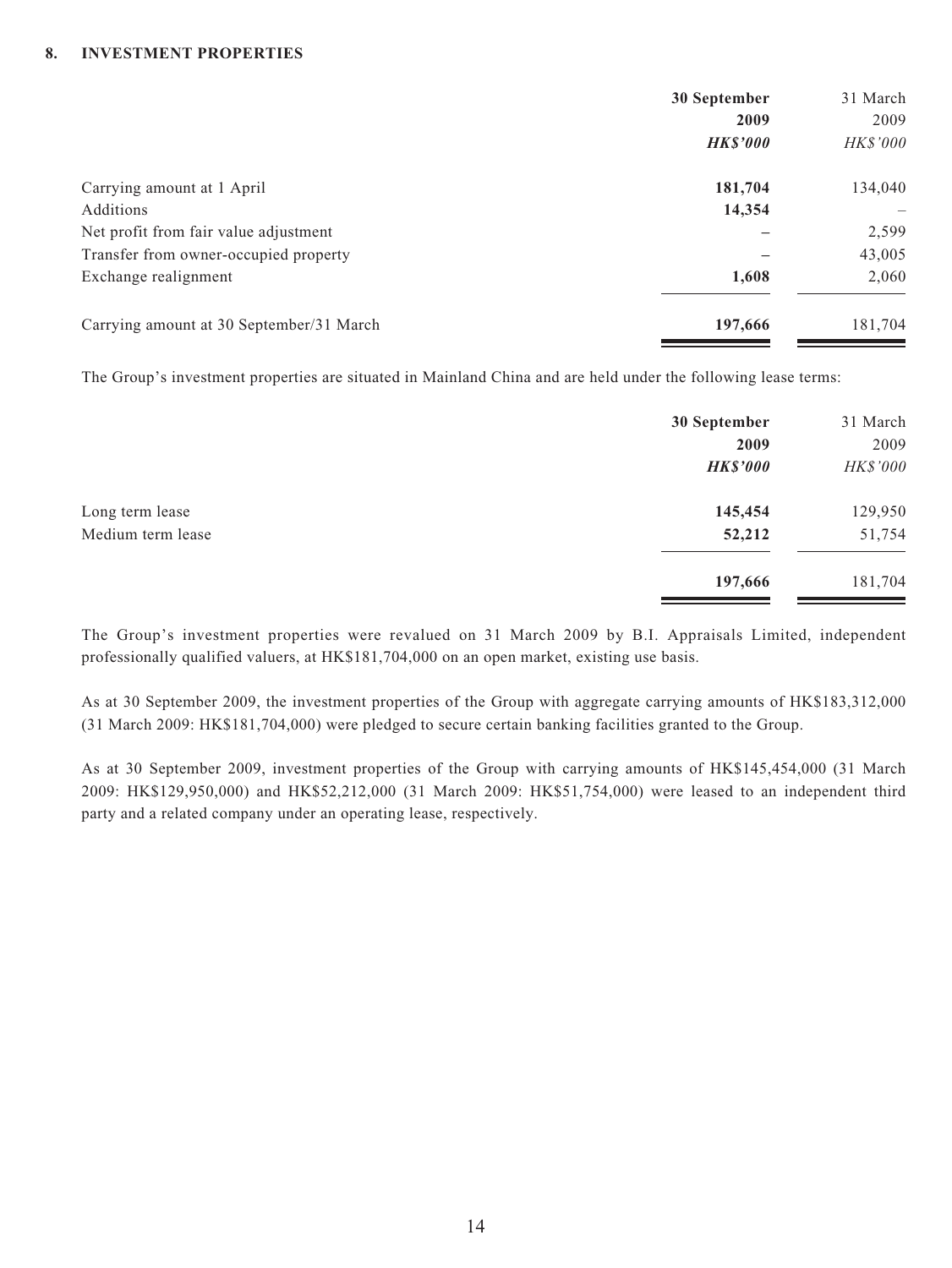## 8. INVESTMENT PROPERTIES

| | 30 September 2009 | 31 March 2009 |
|---|---|---|
| | ***HK$'000*** | *HK$'000* |
| Carrying amount at 1 April | **181,704** | 134,040 |
| Additions | **14,354** | – |
| Net profit from fair value adjustment | **–** | 2,599 |
| Transfer from owner-occupied property | **–** | 43,005 |
| Exchange realignment | **1,608** | 2,060 |
| Carrying amount at 30 September/31 March | **197,666** | 181,704 |

The Group's investment properties are situated in Mainland China and are held under the following lease terms:

| | 30 September 2009 | 31 March 2009 |
|---|---|---|
| | ***HK$'000*** | *HK$'000* |
| Long term lease | **145,454** | 129,950 |
| Medium term lease | **52,212** | 51,754 |
| | **197,666** | 181,704 |

The Group's investment properties were revalued on 31 March 2009 by B.I. Appraisals Limited, independent professionally qualified valuers, at HK$181,704,000 on an open market, existing use basis.

As at 30 September 2009, the investment properties of the Group with aggregate carrying amounts of HK$183,312,000 (31 March 2009: HK$181,704,000) were pledged to secure certain banking facilities granted to the Group.

As at 30 September 2009, investment properties of the Group with carrying amounts of HK$145,454,000 (31 March 2009: HK$129,950,000) and HK$52,212,000 (31 March 2009: HK$51,754,000) were leased to an independent third party and a related company under an operating lease, respectively.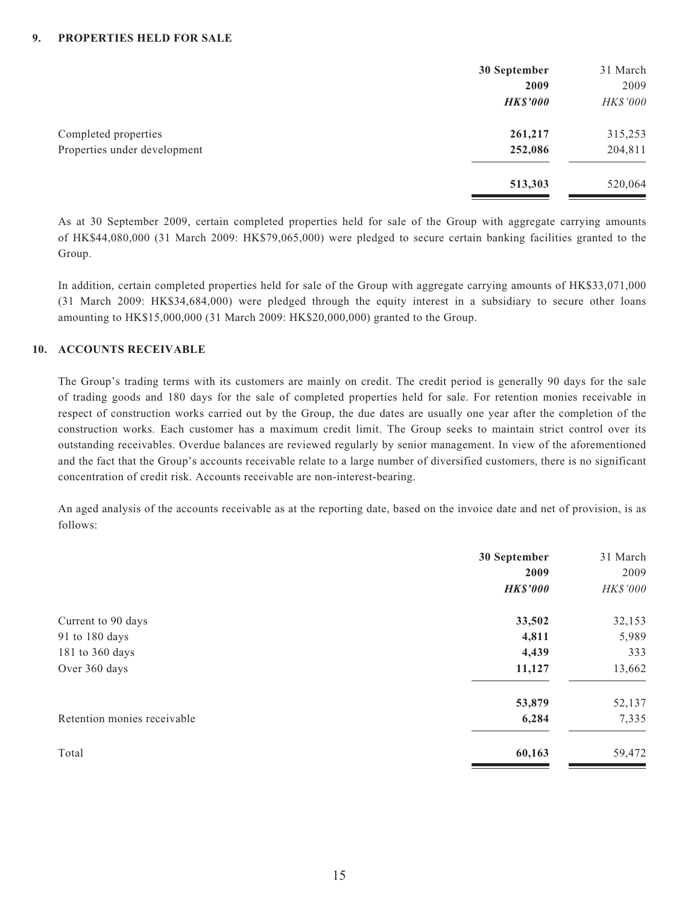## 9. PROPERTIES HELD FOR SALE

| | 30 September 2009 | 31 March 2009 |
|---|---|---|
| | ***HK$'000*** | *HK$'000* |
| Completed properties | **261,217** | 315,253 |
| Properties under development | **252,086** | 204,811 |
| | **513,303** | 520,064 |

As at 30 September 2009, certain completed properties held for sale of the Group with aggregate carrying amounts of HK$44,080,000 (31 March 2009: HK$79,065,000) were pledged to secure certain banking facilities granted to the Group.

In addition, certain completed properties held for sale of the Group with aggregate carrying amounts of HK$33,071,000 (31 March 2009: HK$34,684,000) were pledged through the equity interest in a subsidiary to secure other loans amounting to HK$15,000,000 (31 March 2009: HK$20,000,000) granted to the Group.

## 10. ACCOUNTS RECEIVABLE

The Group's trading terms with its customers are mainly on credit. The credit period is generally 90 days for the sale of trading goods and 180 days for the sale of completed properties held for sale. For retention monies receivable in respect of construction works carried out by the Group, the due dates are usually one year after the completion of the construction works. Each customer has a maximum credit limit. The Group seeks to maintain strict control over its outstanding receivables. Overdue balances are reviewed regularly by senior management. In view of the aforementioned and the fact that the Group's accounts receivable relate to a large number of diversified customers, there is no significant concentration of credit risk. Accounts receivable are non-interest-bearing.

An aged analysis of the accounts receivable as at the reporting date, based on the invoice date and net of provision, is as follows:

| | 30 September 2009 | 31 March 2009 |
|---|---|---|
| | ***HK$'000*** | *HK$'000* |
| Current to 90 days | **33,502** | 32,153 |
| 91 to 180 days | **4,811** | 5,989 |
| 181 to 360 days | **4,439** | 333 |
| Over 360 days | **11,127** | 13,662 |
| | **53,879** | 52,137 |
| Retention monies receivable | **6,284** | 7,335 |
| Total | **60,163** | 59,472 |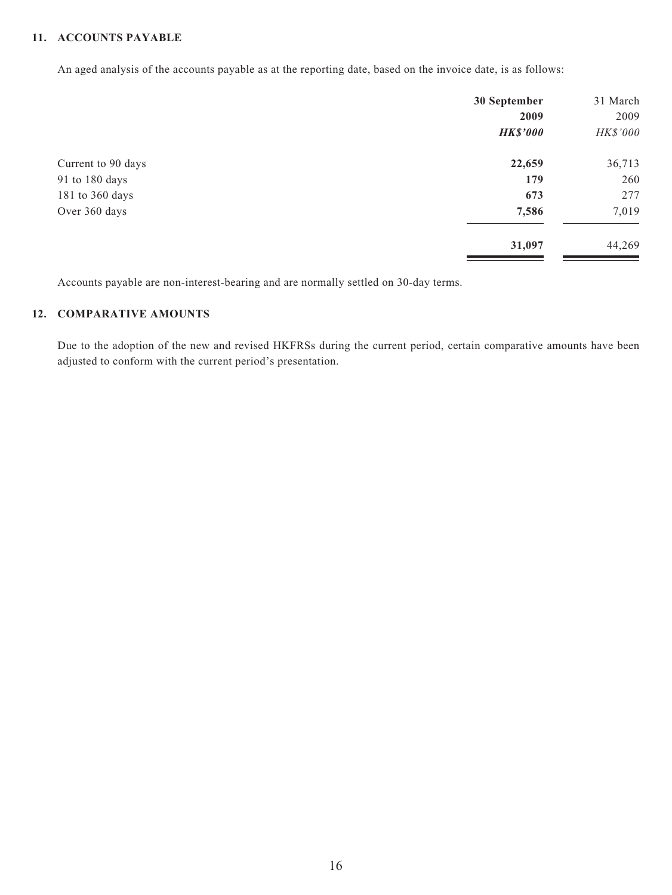### 11. ACCOUNTS PAYABLE

An aged analysis of the accounts payable as at the reporting date, based on the invoice date, is as follows:

| | **30 September 2009** | 31 March 2009 |
|---|---|---|
| | ***HK$'000*** | *HK$'000* |
| Current to 90 days | **22,659** | 36,713 |
| 91 to 180 days | **179** | 260 |
| 181 to 360 days | **673** | 277 |
| Over 360 days | **7,586** | 7,019 |
| | **31,097** | 44,269 |

Accounts payable are non-interest-bearing and are normally settled on 30-day terms.

### 12. COMPARATIVE AMOUNTS

Due to the adoption of the new and revised HKFRSs during the current period, certain comparative amounts have been adjusted to conform with the current period's presentation.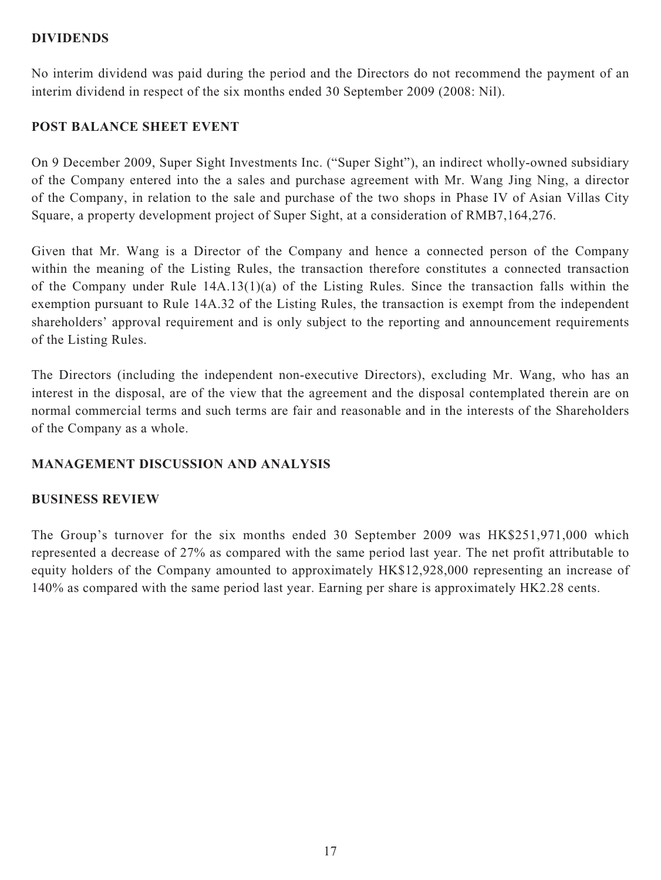## DIVIDENDS

No interim dividend was paid during the period and the Directors do not recommend the payment of an interim dividend in respect of the six months ended 30 September 2009 (2008: Nil).

## POST BALANCE SHEET EVENT

On 9 December 2009, Super Sight Investments Inc. ("Super Sight"), an indirect wholly-owned subsidiary of the Company entered into the a sales and purchase agreement with Mr. Wang Jing Ning, a director of the Company, in relation to the sale and purchase of the two shops in Phase IV of Asian Villas City Square, a property development project of Super Sight, at a consideration of RMB7,164,276.

Given that Mr. Wang is a Director of the Company and hence a connected person of the Company within the meaning of the Listing Rules, the transaction therefore constitutes a connected transaction of the Company under Rule 14A.13(1)(a) of the Listing Rules. Since the transaction falls within the exemption pursuant to Rule 14A.32 of the Listing Rules, the transaction is exempt from the independent shareholders' approval requirement and is only subject to the reporting and announcement requirements of the Listing Rules.

The Directors (including the independent non-executive Directors), excluding Mr. Wang, who has an interest in the disposal, are of the view that the agreement and the disposal contemplated therein are on normal commercial terms and such terms are fair and reasonable and in the interests of the Shareholders of the Company as a whole.

## MANAGEMENT DISCUSSION AND ANALYSIS

## BUSINESS REVIEW

The Group's turnover for the six months ended 30 September 2009 was HK$251,971,000 which represented a decrease of 27% as compared with the same period last year. The net profit attributable to equity holders of the Company amounted to approximately HK$12,928,000 representing an increase of 140% as compared with the same period last year. Earning per share is approximately HK2.28 cents.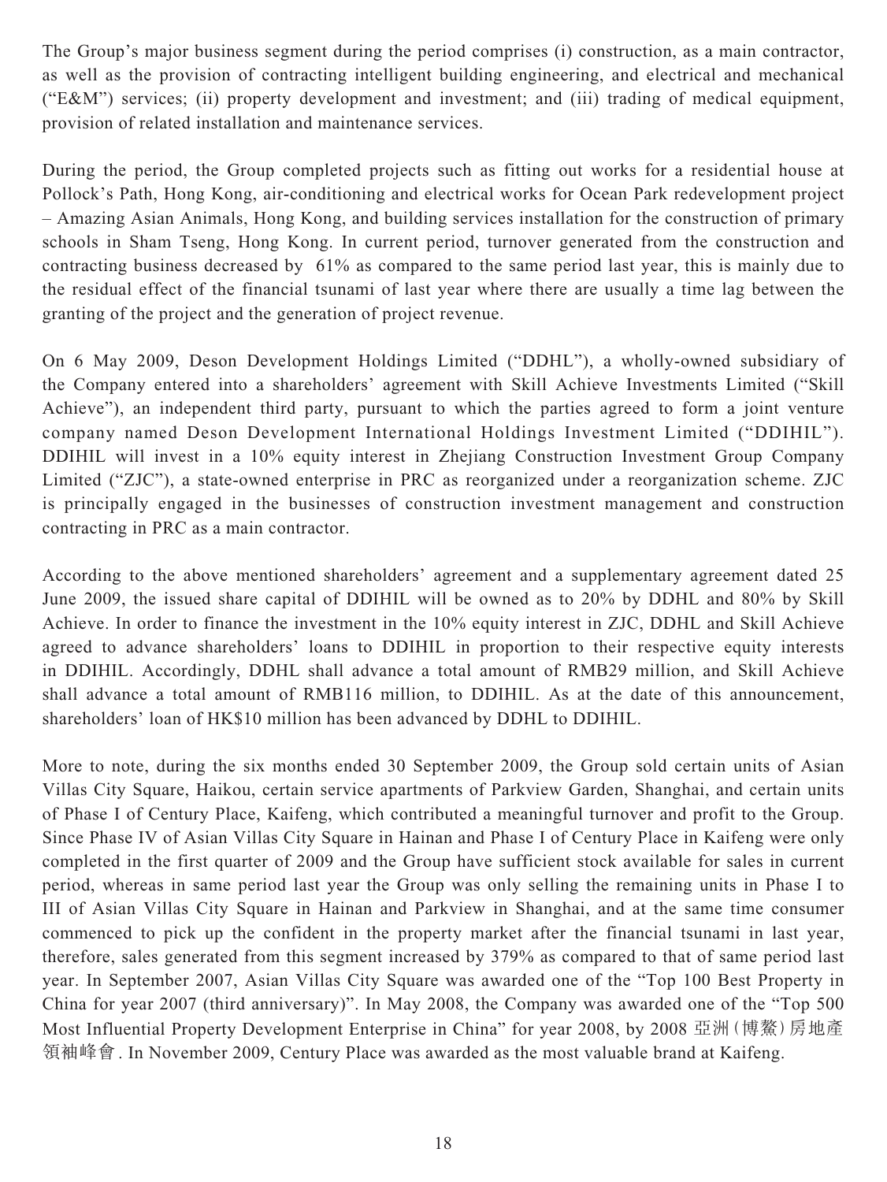The Group's major business segment during the period comprises (i) construction, as a main contractor, as well as the provision of contracting intelligent building engineering, and electrical and mechanical ("E&M") services; (ii) property development and investment; and (iii) trading of medical equipment, provision of related installation and maintenance services.

During the period, the Group completed projects such as fitting out works for a residential house at Pollock's Path, Hong Kong, air-conditioning and electrical works for Ocean Park redevelopment project – Amazing Asian Animals, Hong Kong, and building services installation for the construction of primary schools in Sham Tseng, Hong Kong. In current period, turnover generated from the construction and contracting business decreased by 61% as compared to the same period last year, this is mainly due to the residual effect of the financial tsunami of last year where there are usually a time lag between the granting of the project and the generation of project revenue.

On 6 May 2009, Deson Development Holdings Limited ("DDHL"), a wholly-owned subsidiary of the Company entered into a shareholders' agreement with Skill Achieve Investments Limited ("Skill Achieve"), an independent third party, pursuant to which the parties agreed to form a joint venture company named Deson Development International Holdings Investment Limited ("DDIHIL"). DDIHIL will invest in a 10% equity interest in Zhejiang Construction Investment Group Company Limited ("ZJC"), a state-owned enterprise in PRC as reorganized under a reorganization scheme. ZJC is principally engaged in the businesses of construction investment management and construction contracting in PRC as a main contractor.

According to the above mentioned shareholders' agreement and a supplementary agreement dated 25 June 2009, the issued share capital of DDIHIL will be owned as to 20% by DDHL and 80% by Skill Achieve. In order to finance the investment in the 10% equity interest in ZJC, DDHL and Skill Achieve agreed to advance shareholders' loans to DDIHIL in proportion to their respective equity interests in DDIHIL. Accordingly, DDHL shall advance a total amount of RMB29 million, and Skill Achieve shall advance a total amount of RMB116 million, to DDIHIL. As at the date of this announcement, shareholders' loan of HK$10 million has been advanced by DDHL to DDIHIL.

More to note, during the six months ended 30 September 2009, the Group sold certain units of Asian Villas City Square, Haikou, certain service apartments of Parkview Garden, Shanghai, and certain units of Phase I of Century Place, Kaifeng, which contributed a meaningful turnover and profit to the Group. Since Phase IV of Asian Villas City Square in Hainan and Phase I of Century Place in Kaifeng were only completed in the first quarter of 2009 and the Group have sufficient stock available for sales in current period, whereas in same period last year the Group was only selling the remaining units in Phase I to III of Asian Villas City Square in Hainan and Parkview in Shanghai, and at the same time consumer commenced to pick up the confident in the property market after the financial tsunami in last year, therefore, sales generated from this segment increased by 379% as compared to that of same period last year. In September 2007, Asian Villas City Square was awarded one of the "Top 100 Best Property in China for year 2007 (third anniversary)". In May 2008, the Company was awarded one of the "Top 500 Most Influential Property Development Enterprise in China" for year 2008, by 2008 亞洲(博鰲)房地產領袖峰會. In November 2009, Century Place was awarded as the most valuable brand at Kaifeng.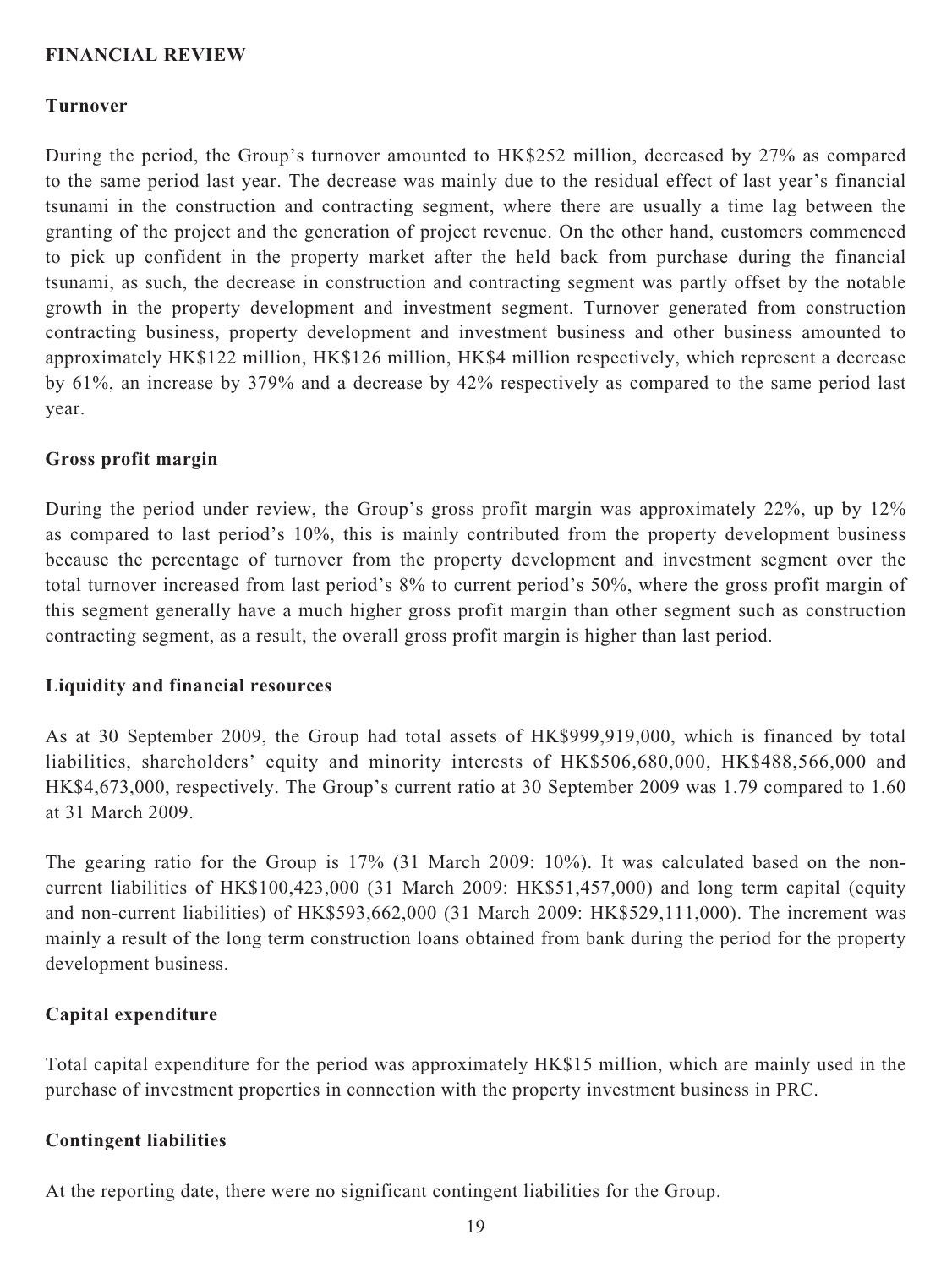## FINANCIAL REVIEW

### Turnover

During the period, the Group's turnover amounted to HK$252 million, decreased by 27% as compared to the same period last year. The decrease was mainly due to the residual effect of last year's financial tsunami in the construction and contracting segment, where there are usually a time lag between the granting of the project and the generation of project revenue. On the other hand, customers commenced to pick up confident in the property market after the held back from purchase during the financial tsunami, as such, the decrease in construction and contracting segment was partly offset by the notable growth in the property development and investment segment. Turnover generated from construction contracting business, property development and investment business and other business amounted to approximately HK$122 million, HK$126 million, HK$4 million respectively, which represent a decrease by 61%, an increase by 379% and a decrease by 42% respectively as compared to the same period last year.

### Gross profit margin

During the period under review, the Group's gross profit margin was approximately 22%, up by 12% as compared to last period's 10%, this is mainly contributed from the property development business because the percentage of turnover from the property development and investment segment over the total turnover increased from last period's 8% to current period's 50%, where the gross profit margin of this segment generally have a much higher gross profit margin than other segment such as construction contracting segment, as a result, the overall gross profit margin is higher than last period.

### Liquidity and financial resources

As at 30 September 2009, the Group had total assets of HK$999,919,000, which is financed by total liabilities, shareholders' equity and minority interests of HK$506,680,000, HK$488,566,000 and HK$4,673,000, respectively. The Group's current ratio at 30 September 2009 was 1.79 compared to 1.60 at 31 March 2009.

The gearing ratio for the Group is 17% (31 March 2009: 10%). It was calculated based on the non-current liabilities of HK$100,423,000 (31 March 2009: HK$51,457,000) and long term capital (equity and non-current liabilities) of HK$593,662,000 (31 March 2009: HK$529,111,000). The increment was mainly a result of the long term construction loans obtained from bank during the period for the property development business.

### Capital expenditure

Total capital expenditure for the period was approximately HK$15 million, which are mainly used in the purchase of investment properties in connection with the property investment business in PRC.

### Contingent liabilities

At the reporting date, there were no significant contingent liabilities for the Group.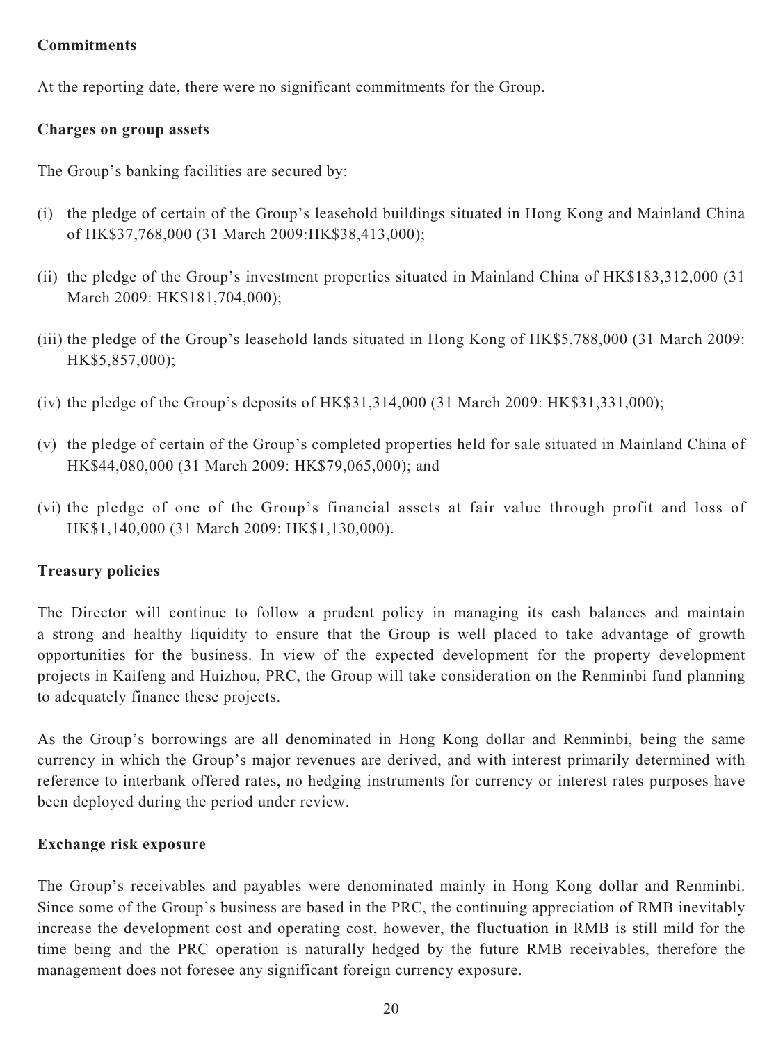**Commitments**

At the reporting date, there were no significant commitments for the Group.

**Charges on group assets**

The Group's banking facilities are secured by:

(i) the pledge of certain of the Group's leasehold buildings situated in Hong Kong and Mainland China of HK$37,768,000 (31 March 2009:HK$38,413,000);

(ii) the pledge of the Group's investment properties situated in Mainland China of HK$183,312,000 (31 March 2009: HK$181,704,000);

(iii) the pledge of the Group's leasehold lands situated in Hong Kong of HK$5,788,000 (31 March 2009: HK$5,857,000);

(iv) the pledge of the Group's deposits of HK$31,314,000 (31 March 2009: HK$31,331,000);

(v) the pledge of certain of the Group's completed properties held for sale situated in Mainland China of HK$44,080,000 (31 March 2009: HK$79,065,000); and

(vi) the pledge of one of the Group's financial assets at fair value through profit and loss of HK$1,140,000 (31 March 2009: HK$1,130,000).

**Treasury policies**

The Director will continue to follow a prudent policy in managing its cash balances and maintain a strong and healthy liquidity to ensure that the Group is well placed to take advantage of growth opportunities for the business. In view of the expected development for the property development projects in Kaifeng and Huizhou, PRC, the Group will take consideration on the Renminbi fund planning to adequately finance these projects.

As the Group's borrowings are all denominated in Hong Kong dollar and Renminbi, being the same currency in which the Group's major revenues are derived, and with interest primarily determined with reference to interbank offered rates, no hedging instruments for currency or interest rates purposes have been deployed during the period under review.

**Exchange risk exposure**

The Group's receivables and payables were denominated mainly in Hong Kong dollar and Renminbi. Since some of the Group's business are based in the PRC, the continuing appreciation of RMB inevitably increase the development cost and operating cost, however, the fluctuation in RMB is still mild for the time being and the PRC operation is naturally hedged by the future RMB receivables, therefore the management does not foresee any significant foreign currency exposure.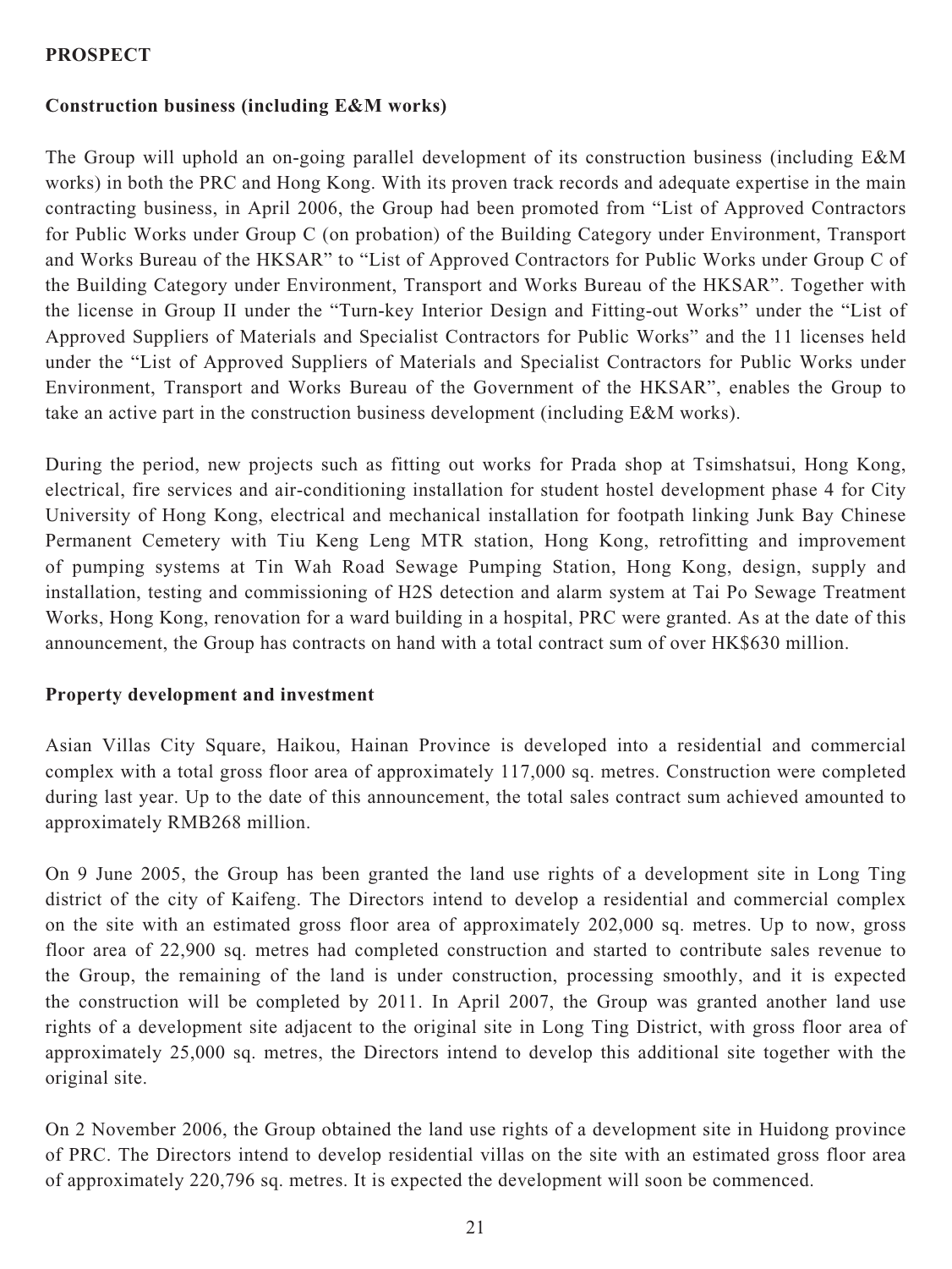## PROSPECT

### Construction business (including E&M works)

The Group will uphold an on-going parallel development of its construction business (including E&M works) in both the PRC and Hong Kong. With its proven track records and adequate expertise in the main contracting business, in April 2006, the Group had been promoted from "List of Approved Contractors for Public Works under Group C (on probation) of the Building Category under Environment, Transport and Works Bureau of the HKSAR" to "List of Approved Contractors for Public Works under Group C of the Building Category under Environment, Transport and Works Bureau of the HKSAR". Together with the license in Group II under the "Turn-key Interior Design and Fitting-out Works" under the "List of Approved Suppliers of Materials and Specialist Contractors for Public Works" and the 11 licenses held under the "List of Approved Suppliers of Materials and Specialist Contractors for Public Works under Environment, Transport and Works Bureau of the Government of the HKSAR", enables the Group to take an active part in the construction business development (including E&M works).

During the period, new projects such as fitting out works for Prada shop at Tsimshatsui, Hong Kong, electrical, fire services and air-conditioning installation for student hostel development phase 4 for City University of Hong Kong, electrical and mechanical installation for footpath linking Junk Bay Chinese Permanent Cemetery with Tiu Keng Leng MTR station, Hong Kong, retrofitting and improvement of pumping systems at Tin Wah Road Sewage Pumping Station, Hong Kong, design, supply and installation, testing and commissioning of H2S detection and alarm system at Tai Po Sewage Treatment Works, Hong Kong, renovation for a ward building in a hospital, PRC were granted. As at the date of this announcement, the Group has contracts on hand with a total contract sum of over HK$630 million.

### Property development and investment

Asian Villas City Square, Haikou, Hainan Province is developed into a residential and commercial complex with a total gross floor area of approximately 117,000 sq. metres. Construction were completed during last year. Up to the date of this announcement, the total sales contract sum achieved amounted to approximately RMB268 million.

On 9 June 2005, the Group has been granted the land use rights of a development site in Long Ting district of the city of Kaifeng. The Directors intend to develop a residential and commercial complex on the site with an estimated gross floor area of approximately 202,000 sq. metres. Up to now, gross floor area of 22,900 sq. metres had completed construction and started to contribute sales revenue to the Group, the remaining of the land is under construction, processing smoothly, and it is expected the construction will be completed by 2011. In April 2007, the Group was granted another land use rights of a development site adjacent to the original site in Long Ting District, with gross floor area of approximately 25,000 sq. metres, the Directors intend to develop this additional site together with the original site.

On 2 November 2006, the Group obtained the land use rights of a development site in Huidong province of PRC. The Directors intend to develop residential villas on the site with an estimated gross floor area of approximately 220,796 sq. metres. It is expected the development will soon be commenced.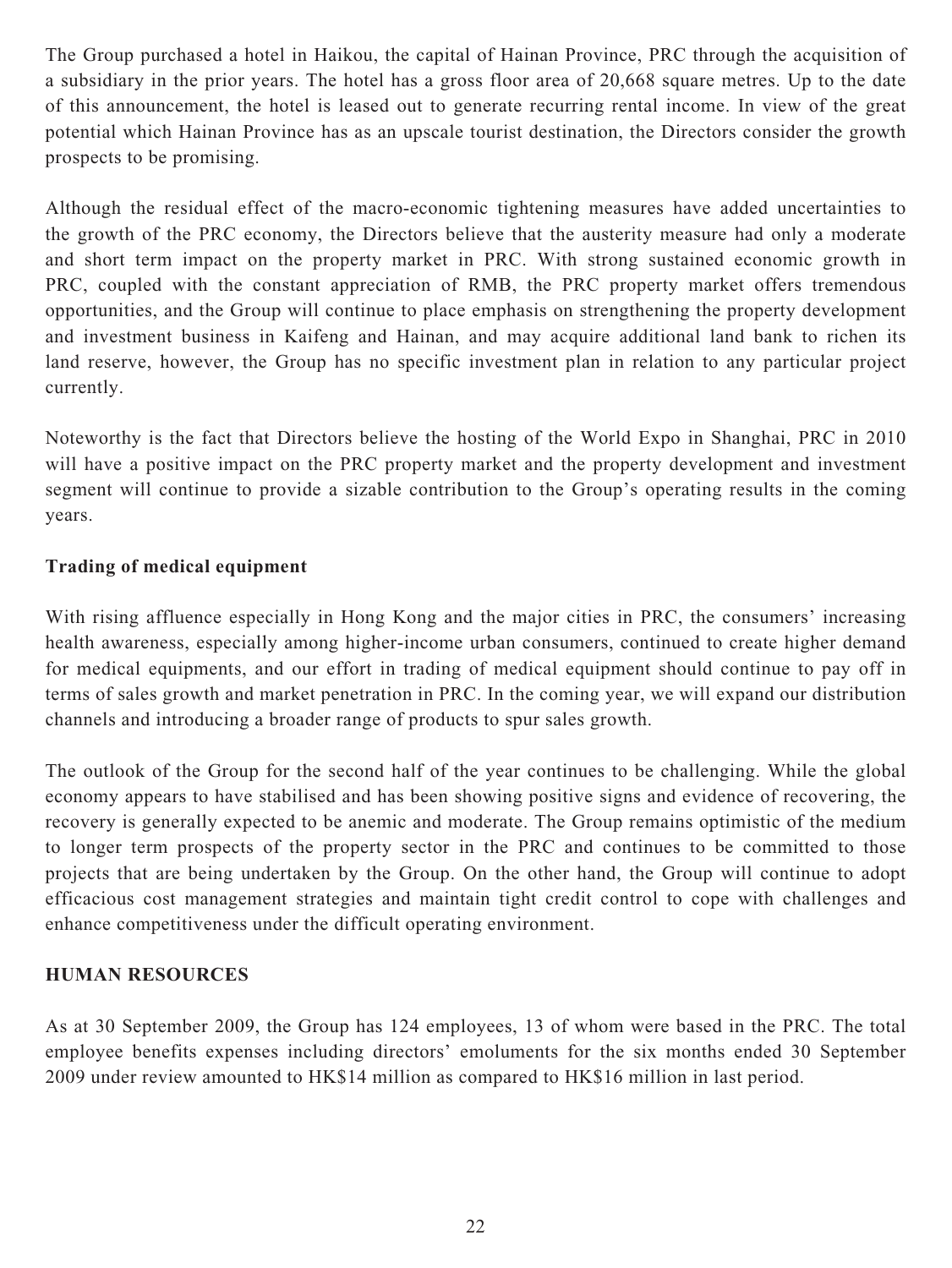The Group purchased a hotel in Haikou, the capital of Hainan Province, PRC through the acquisition of a subsidiary in the prior years. The hotel has a gross floor area of 20,668 square metres. Up to the date of this announcement, the hotel is leased out to generate recurring rental income. In view of the great potential which Hainan Province has as an upscale tourist destination, the Directors consider the growth prospects to be promising.

Although the residual effect of the macro-economic tightening measures have added uncertainties to the growth of the PRC economy, the Directors believe that the austerity measure had only a moderate and short term impact on the property market in PRC. With strong sustained economic growth in PRC, coupled with the constant appreciation of RMB, the PRC property market offers tremendous opportunities, and the Group will continue to place emphasis on strengthening the property development and investment business in Kaifeng and Hainan, and may acquire additional land bank to richen its land reserve, however, the Group has no specific investment plan in relation to any particular project currently.

Noteworthy is the fact that Directors believe the hosting of the World Expo in Shanghai, PRC in 2010 will have a positive impact on the PRC property market and the property development and investment segment will continue to provide a sizable contribution to the Group's operating results in the coming years.

**Trading of medical equipment**

With rising affluence especially in Hong Kong and the major cities in PRC, the consumers' increasing health awareness, especially among higher-income urban consumers, continued to create higher demand for medical equipments, and our effort in trading of medical equipment should continue to pay off in terms of sales growth and market penetration in PRC. In the coming year, we will expand our distribution channels and introducing a broader range of products to spur sales growth.

The outlook of the Group for the second half of the year continues to be challenging. While the global economy appears to have stabilised and has been showing positive signs and evidence of recovering, the recovery is generally expected to be anemic and moderate. The Group remains optimistic of the medium to longer term prospects of the property sector in the PRC and continues to be committed to those projects that are being undertaken by the Group. On the other hand, the Group will continue to adopt efficacious cost management strategies and maintain tight credit control to cope with challenges and enhance competitiveness under the difficult operating environment.

## HUMAN RESOURCES

As at 30 September 2009, the Group has 124 employees, 13 of whom were based in the PRC. The total employee benefits expenses including directors' emoluments for the six months ended 30 September 2009 under review amounted to HK$14 million as compared to HK$16 million in last period.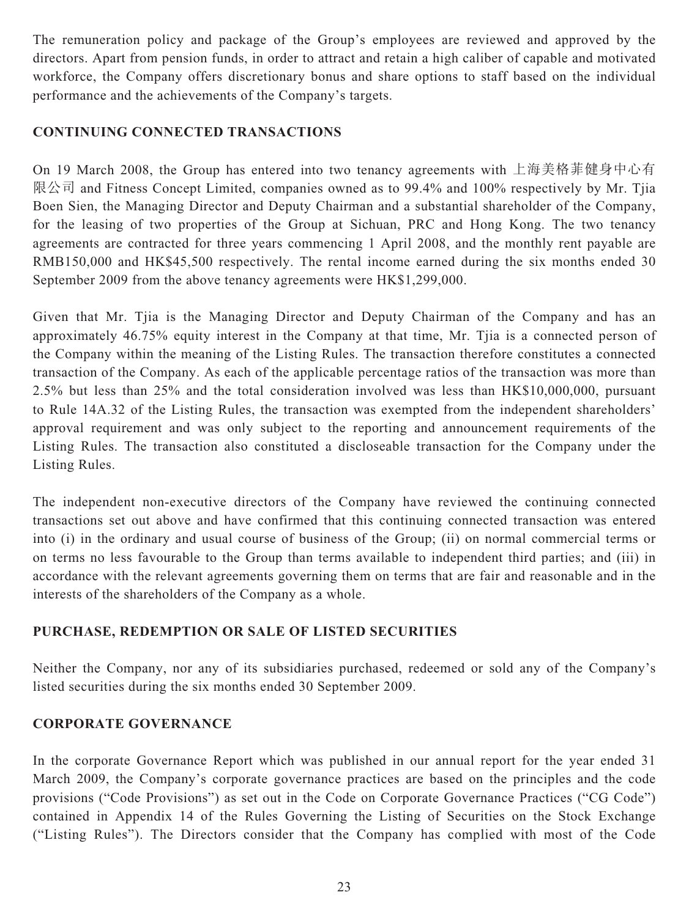The remuneration policy and package of the Group's employees are reviewed and approved by the directors. Apart from pension funds, in order to attract and retain a high caliber of capable and motivated workforce, the Company offers discretionary bonus and share options to staff based on the individual performance and the achievements of the Company's targets.

## CONTINUING CONNECTED TRANSACTIONS

On 19 March 2008, the Group has entered into two tenancy agreements with 上海美格菲健身中心有限公司 and Fitness Concept Limited, companies owned as to 99.4% and 100% respectively by Mr. Tjia Boen Sien, the Managing Director and Deputy Chairman and a substantial shareholder of the Company, for the leasing of two properties of the Group at Sichuan, PRC and Hong Kong. The two tenancy agreements are contracted for three years commencing 1 April 2008, and the monthly rent payable are RMB150,000 and HK$45,500 respectively. The rental income earned during the six months ended 30 September 2009 from the above tenancy agreements were HK$1,299,000.

Given that Mr. Tjia is the Managing Director and Deputy Chairman of the Company and has an approximately 46.75% equity interest in the Company at that time, Mr. Tjia is a connected person of the Company within the meaning of the Listing Rules. The transaction therefore constitutes a connected transaction of the Company. As each of the applicable percentage ratios of the transaction was more than 2.5% but less than 25% and the total consideration involved was less than HK$10,000,000, pursuant to Rule 14A.32 of the Listing Rules, the transaction was exempted from the independent shareholders' approval requirement and was only subject to the reporting and announcement requirements of the Listing Rules. The transaction also constituted a discloseable transaction for the Company under the Listing Rules.

The independent non-executive directors of the Company have reviewed the continuing connected transactions set out above and have confirmed that this continuing connected transaction was entered into (i) in the ordinary and usual course of business of the Group; (ii) on normal commercial terms or on terms no less favourable to the Group than terms available to independent third parties; and (iii) in accordance with the relevant agreements governing them on terms that are fair and reasonable and in the interests of the shareholders of the Company as a whole.

## PURCHASE, REDEMPTION OR SALE OF LISTED SECURITIES

Neither the Company, nor any of its subsidiaries purchased, redeemed or sold any of the Company's listed securities during the six months ended 30 September 2009.

## CORPORATE GOVERNANCE

In the corporate Governance Report which was published in our annual report for the year ended 31 March 2009, the Company's corporate governance practices are based on the principles and the code provisions ("Code Provisions") as set out in the Code on Corporate Governance Practices ("CG Code") contained in Appendix 14 of the Rules Governing the Listing of Securities on the Stock Exchange ("Listing Rules"). The Directors consider that the Company has complied with most of the Code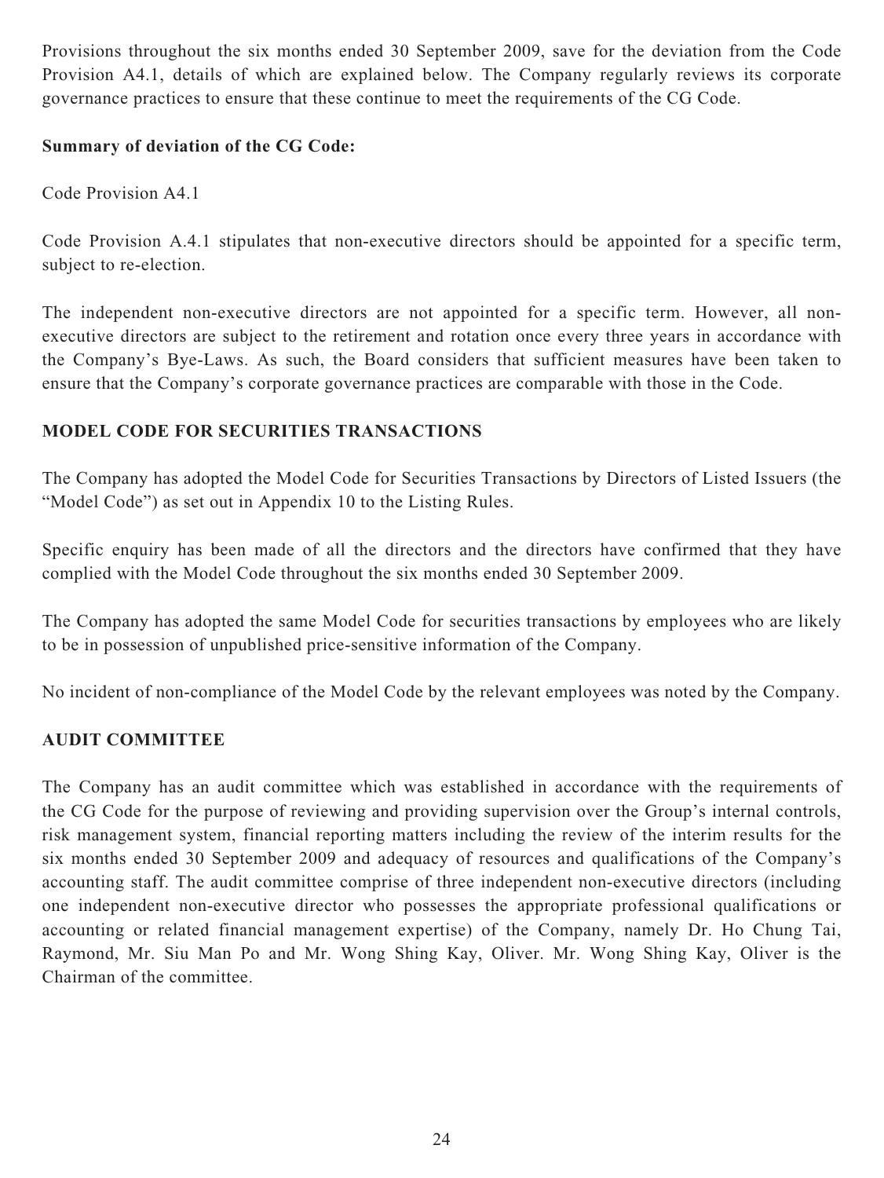Provisions throughout the six months ended 30 September 2009, save for the deviation from the Code Provision A4.1, details of which are explained below. The Company regularly reviews its corporate governance practices to ensure that these continue to meet the requirements of the CG Code.

**Summary of deviation of the CG Code:**

Code Provision A4.1

Code Provision A.4.1 stipulates that non-executive directors should be appointed for a specific term, subject to re-election.

The independent non-executive directors are not appointed for a specific term. However, all non-executive directors are subject to the retirement and rotation once every three years in accordance with the Company's Bye-Laws. As such, the Board considers that sufficient measures have been taken to ensure that the Company's corporate governance practices are comparable with those in the Code.

## MODEL CODE FOR SECURITIES TRANSACTIONS

The Company has adopted the Model Code for Securities Transactions by Directors of Listed Issuers (the "Model Code") as set out in Appendix 10 to the Listing Rules.

Specific enquiry has been made of all the directors and the directors have confirmed that they have complied with the Model Code throughout the six months ended 30 September 2009.

The Company has adopted the same Model Code for securities transactions by employees who are likely to be in possession of unpublished price-sensitive information of the Company.

No incident of non-compliance of the Model Code by the relevant employees was noted by the Company.

## AUDIT COMMITTEE

The Company has an audit committee which was established in accordance with the requirements of the CG Code for the purpose of reviewing and providing supervision over the Group's internal controls, risk management system, financial reporting matters including the review of the interim results for the six months ended 30 September 2009 and adequacy of resources and qualifications of the Company's accounting staff. The audit committee comprise of three independent non-executive directors (including one independent non-executive director who possesses the appropriate professional qualifications or accounting or related financial management expertise) of the Company, namely Dr. Ho Chung Tai, Raymond, Mr. Siu Man Po and Mr. Wong Shing Kay, Oliver. Mr. Wong Shing Kay, Oliver is the Chairman of the committee.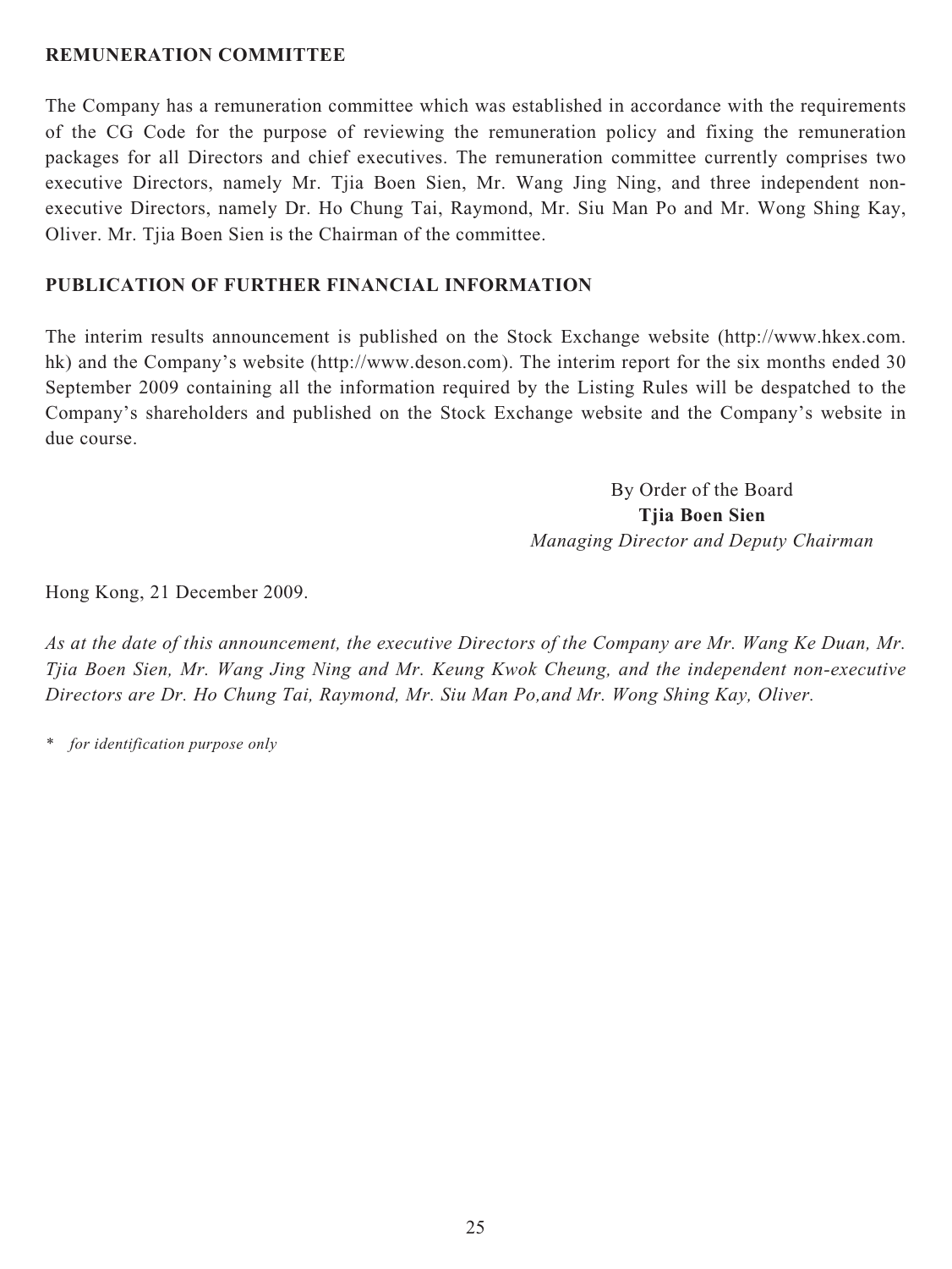## REMUNERATION COMMITTEE

The Company has a remuneration committee which was established in accordance with the requirements of the CG Code for the purpose of reviewing the remuneration policy and fixing the remuneration packages for all Directors and chief executives. The remuneration committee currently comprises two executive Directors, namely Mr. Tjia Boen Sien, Mr. Wang Jing Ning, and three independent non-executive Directors, namely Dr. Ho Chung Tai, Raymond, Mr. Siu Man Po and Mr. Wong Shing Kay, Oliver. Mr. Tjia Boen Sien is the Chairman of the committee.

## PUBLICATION OF FURTHER FINANCIAL INFORMATION

The interim results announcement is published on the Stock Exchange website (http://www.hkex.com.hk) and the Company's website (http://www.deson.com). The interim report for the six months ended 30 September 2009 containing all the information required by the Listing Rules will be despatched to the Company's shareholders and published on the Stock Exchange website and the Company's website in due course.

By Order of the Board
**Tjia Boen Sien**
*Managing Director and Deputy Chairman*

Hong Kong, 21 December 2009.

*As at the date of this announcement, the executive Directors of the Company are Mr. Wang Ke Duan, Mr. Tjia Boen Sien, Mr. Wang Jing Ning and Mr. Keung Kwok Cheung, and the independent non-executive Directors are Dr. Ho Chung Tai, Raymond, Mr. Siu Man Po,and Mr. Wong Shing Kay, Oliver.*

\* *for identification purpose only*